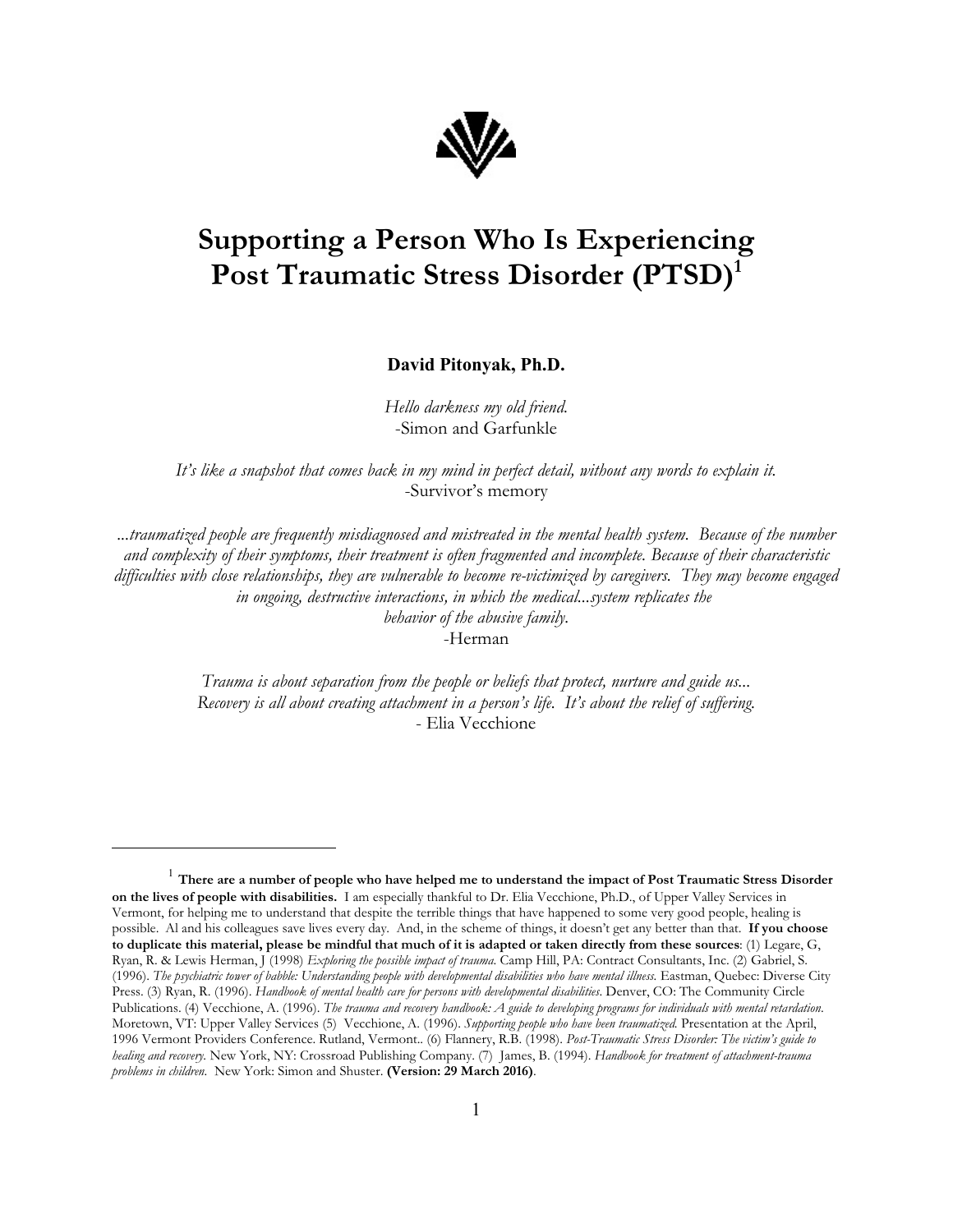# Supporting a Person Who Is Experiencing Post Traumatic Stress Disorder (PTSD)[1]

**David Pitonyak, Ph.D.**

*Hello darkness my old friend.*
-Simon and Garfunkle

*It's like a snapshot that comes back in my mind in perfect detail, without any words to explain it.*
-Survivor's memory

*...traumatized people are frequently misdiagnosed and mistreated in the mental health system. Because of the number and complexity of their symptoms, their treatment is often fragmented and incomplete. Because of their characteristic difficulties with close relationships, they are vulnerable to become re-victimized by caregivers. They may become engaged in ongoing, destructive interactions, in which the medical...system replicates the behavior of the abusive family.*
-Herman

*Trauma is about separation from the people or beliefs that protect, nurture and guide us... Recovery is all about creating attachment in a person's life. It's about the relief of suffering.*
- Elia Vecchione

---

[1] **There are a number of people who have helped me to understand the impact of Post Traumatic Stress Disorder on the lives of people with disabilities.** I am especially thankful to Dr. Elia Vecchione, Ph.D., of Upper Valley Services in Vermont, for helping me to understand that despite the terrible things that have happened to some very good people, healing is possible. Al and his colleagues save lives every day. And, in the scheme of things, it doesn't get any better than that. **If you choose to duplicate this material, please be mindful that much of it is adapted or taken directly from these sources**: (1) Legare, G, Ryan, R. & Lewis Herman, J (1998) *Exploring the possible impact of trauma.* Camp Hill, PA: Contract Consultants, Inc. (2) Gabriel, S. (1996). *The psychiatric tower of babble: Understanding people with developmental disabilities who have mental illness.* Eastman, Quebec: Diverse City Press. (3) Ryan, R. (1996). *Handbook of mental health care for persons with developmental disabilities.* Denver, CO: The Community Circle Publications. (4) Vecchione, A. (1996). *The trauma and recovery handbook: A guide to developing programs for individuals with mental retardation.* Moretown, VT: Upper Valley Services (5) Vecchione, A. (1996). *Supporting people who have been traumatized.* Presentation at the April, 1996 Vermont Providers Conference. Rutland, Vermont.. (6) Flannery, R.B. (1998). *Post-Traumatic Stress Disorder: The victim's guide to healing and recovery.* New York, NY: Crossroad Publishing Company. (7) James, B. (1994). *Handbook for treatment of attachment-trauma problems in children.* New York: Simon and Shuster. **(Version: 29 March 2016)**.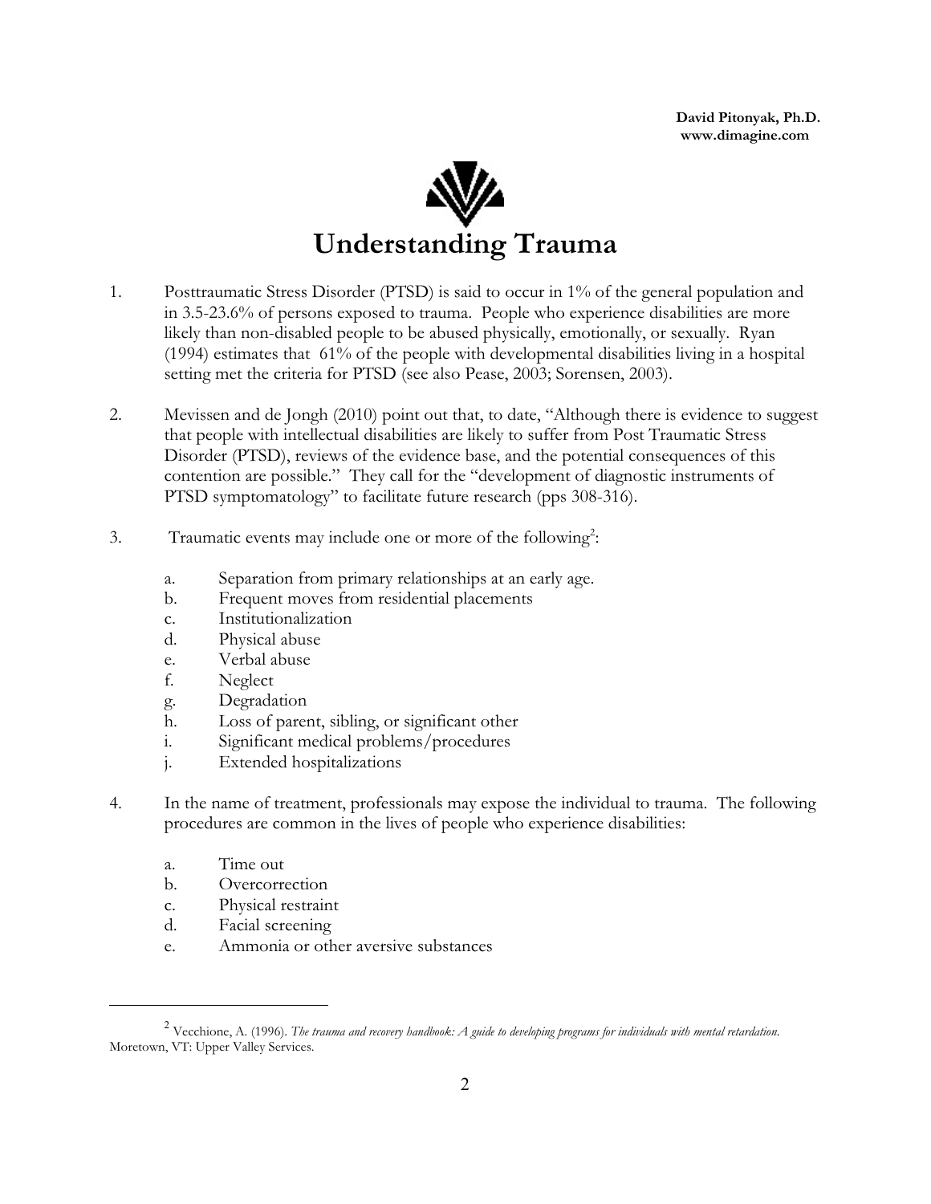David Pitonyak, Ph.D.
www.dimagine.com

# Understanding Trauma

1. Posttraumatic Stress Disorder (PTSD) is said to occur in 1% of the general population and in 3.5-23.6% of persons exposed to trauma. People who experience disabilities are more likely than non-disabled people to be abused physically, emotionally, or sexually. Ryan (1994) estimates that 61% of the people with developmental disabilities living in a hospital setting met the criteria for PTSD (see also Pease, 2003; Sorensen, 2003).

2. Mevissen and de Jongh (2010) point out that, to date, "Although there is evidence to suggest that people with intellectual disabilities are likely to suffer from Post Traumatic Stress Disorder (PTSD), reviews of the evidence base, and the potential consequences of this contention are possible." They call for the "development of diagnostic instruments of PTSD symptomatology" to facilitate future research (pps 308-316).

3. Traumatic events may include one or more of the following[2]:

   a. Separation from primary relationships at an early age.
   b. Frequent moves from residential placements
   c. Institutionalization
   d. Physical abuse
   e. Verbal abuse
   f. Neglect
   g. Degradation
   h. Loss of parent, sibling, or significant other
   i. Significant medical problems/procedures
   j. Extended hospitalizations

4. In the name of treatment, professionals may expose the individual to trauma. The following procedures are common in the lives of people who experience disabilities:

   a. Time out
   b. Overcorrection
   c. Physical restraint
   d. Facial screening
   e. Ammonia or other aversive substances

---

[2] Vecchione, A. (1996). *The trauma and recovery handbook: A guide to developing programs for individuals with mental retardation.* Moretown, VT: Upper Valley Services.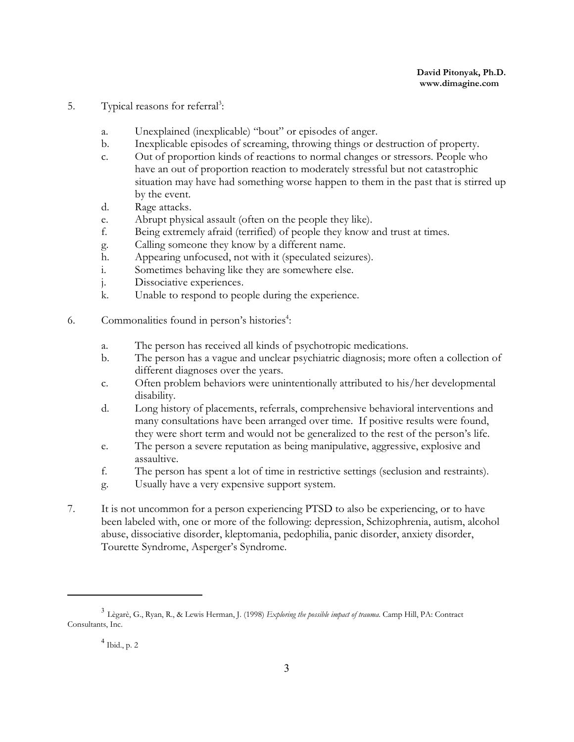5. Typical reasons for referral[3]:

   a. Unexplained (inexplicable) "bout" or episodes of anger.
   b. Inexplicable episodes of screaming, throwing things or destruction of property.
   c. Out of proportion kinds of reactions to normal changes or stressors. People who have an out of proportion reaction to moderately stressful but not catastrophic situation may have had something worse happen to them in the past that is stirred up by the event.
   d. Rage attacks.
   e. Abrupt physical assault (often on the people they like).
   f. Being extremely afraid (terrified) of people they know and trust at times.
   g. Calling someone they know by a different name.
   h. Appearing unfocused, not with it (speculated seizures).
   i. Sometimes behaving like they are somewhere else.
   j. Dissociative experiences.
   k. Unable to respond to people during the experience.

6. Commonalities found in person's histories[4]:

   a. The person has received all kinds of psychotropic medications.
   b. The person has a vague and unclear psychiatric diagnosis; more often a collection of different diagnoses over the years.
   c. Often problem behaviors were unintentionally attributed to his/her developmental disability.
   d. Long history of placements, referrals, comprehensive behavioral interventions and many consultations have been arranged over time. If positive results were found, they were short term and would not be generalized to the rest of the person's life.
   e. The person a severe reputation as being manipulative, aggressive, explosive and assaultive.
   f. The person has spent a lot of time in restrictive settings (seclusion and restraints).
   g. Usually have a very expensive support system.

7. It is not uncommon for a person experiencing PTSD to also be experiencing, or to have been labeled with, one or more of the following: depression, Schizophrenia, autism, alcohol abuse, dissociative disorder, kleptomania, pedophilia, panic disorder, anxiety disorder, Tourette Syndrome, Asperger's Syndrome.

---

[3] Lègarè, G., Ryan, R., & Lewis Herman, J. (1998) *Exploring the possible impact of trauma.* Camp Hill, PA: Contract Consultants, Inc.

[4] Ibid., p. 2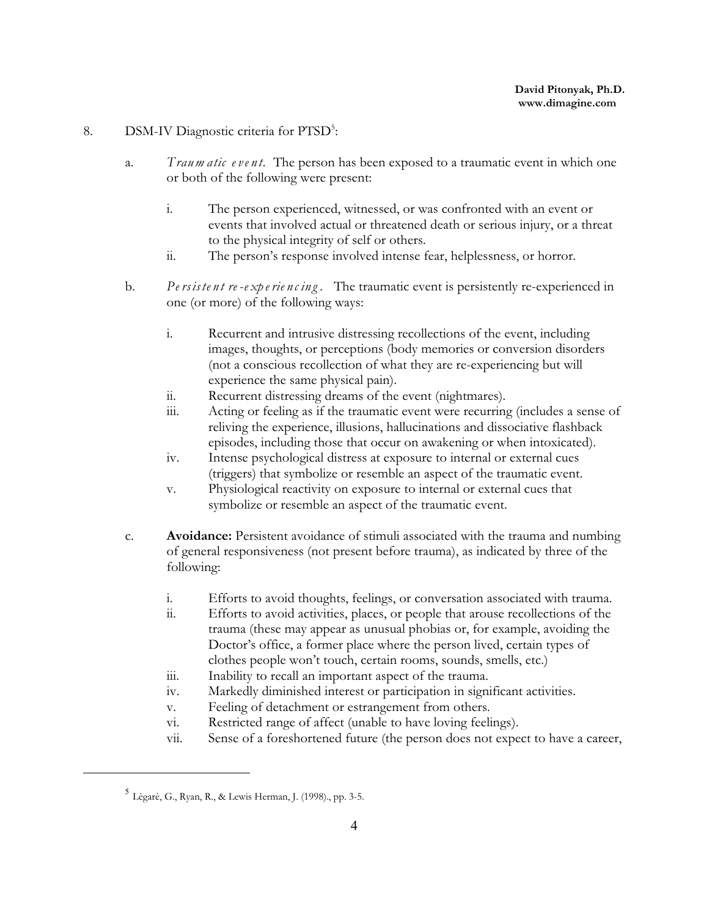8. DSM-IV Diagnostic criteria for PTSD[5]:

   a. *Traumatic event.* The person has been exposed to a traumatic event in which one or both of the following were present:

      i. The person experienced, witnessed, or was confronted with an event or events that involved actual or threatened death or serious injury, or a threat to the physical integrity of self or others.
      ii. The person's response involved intense fear, helplessness, or horror.

   b. *Persistent re-experiencing.* The traumatic event is persistently re-experienced in one (or more) of the following ways:

      i. Recurrent and intrusive distressing recollections of the event, including images, thoughts, or perceptions (body memories or conversion disorders (not a conscious recollection of what they are re-experiencing but will experience the same physical pain).
      ii. Recurrent distressing dreams of the event (nightmares).
      iii. Acting or feeling as if the traumatic event were recurring (includes a sense of reliving the experience, illusions, hallucinations and dissociative flashback episodes, including those that occur on awakening or when intoxicated).
      iv. Intense psychological distress at exposure to internal or external cues (triggers) that symbolize or resemble an aspect of the traumatic event.
      v. Physiological reactivity on exposure to internal or external cues that symbolize or resemble an aspect of the traumatic event.

   c. **Avoidance:** Persistent avoidance of stimuli associated with the trauma and numbing of general responsiveness (not present before trauma), as indicated by three of the following:

      i. Efforts to avoid thoughts, feelings, or conversation associated with trauma.
      ii. Efforts to avoid activities, places, or people that arouse recollections of the trauma (these may appear as unusual phobias or, for example, avoiding the Doctor's office, a former place where the person lived, certain types of clothes people won't touch, certain rooms, sounds, smells, etc.)
      iii. Inability to recall an important aspect of the trauma.
      iv. Markedly diminished interest or participation in significant activities.
      v. Feeling of detachment or estrangement from others.
      vi. Restricted range of affect (unable to have loving feelings).
      vii. Sense of a foreshortened future (the person does not expect to have a career,

---

[5] Lègarè, G., Ryan, R., & Lewis Herman, J. (1998)., pp. 3-5.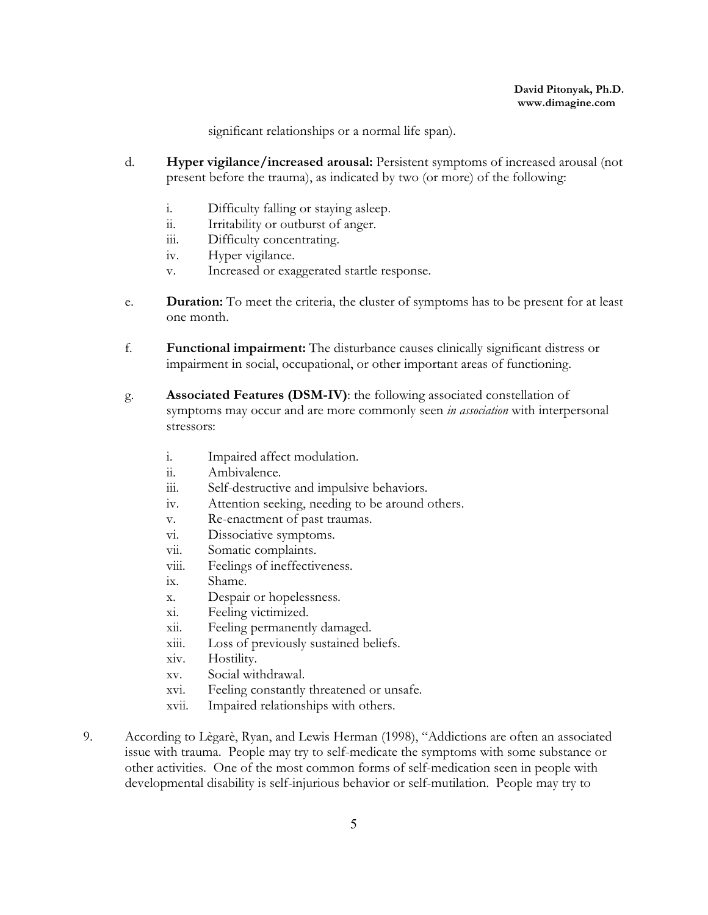significant relationships or a normal life span).

d. **Hyper vigilance/increased arousal:** Persistent symptoms of increased arousal (not present before the trauma), as indicated by two (or more) of the following:

   i. Difficulty falling or staying asleep.
   ii. Irritability or outburst of anger.
   iii. Difficulty concentrating.
   iv. Hyper vigilance.
   v. Increased or exaggerated startle response.

e. **Duration:** To meet the criteria, the cluster of symptoms has to be present for at least one month.

f. **Functional impairment:** The disturbance causes clinically significant distress or impairment in social, occupational, or other important areas of functioning.

g. **Associated Features (DSM-IV)**: the following associated constellation of symptoms may occur and are more commonly seen *in association* with interpersonal stressors:

   i. Impaired affect modulation.
   ii. Ambivalence.
   iii. Self-destructive and impulsive behaviors.
   iv. Attention seeking, needing to be around others.
   v. Re-enactment of past traumas.
   vi. Dissociative symptoms.
   vii. Somatic complaints.
   viii. Feelings of ineffectiveness.
   ix. Shame.
   x. Despair or hopelessness.
   xi. Feeling victimized.
   xii. Feeling permanently damaged.
   xiii. Loss of previously sustained beliefs.
   xiv. Hostility.
   xv. Social withdrawal.
   xvi. Feeling constantly threatened or unsafe.
   xvii. Impaired relationships with others.

9. According to Lègarè, Ryan, and Lewis Herman (1998), "Addictions are often an associated issue with trauma. People may try to self-medicate the symptoms with some substance or other activities. One of the most common forms of self-medication seen in people with developmental disability is self-injurious behavior or self-mutilation. People may try to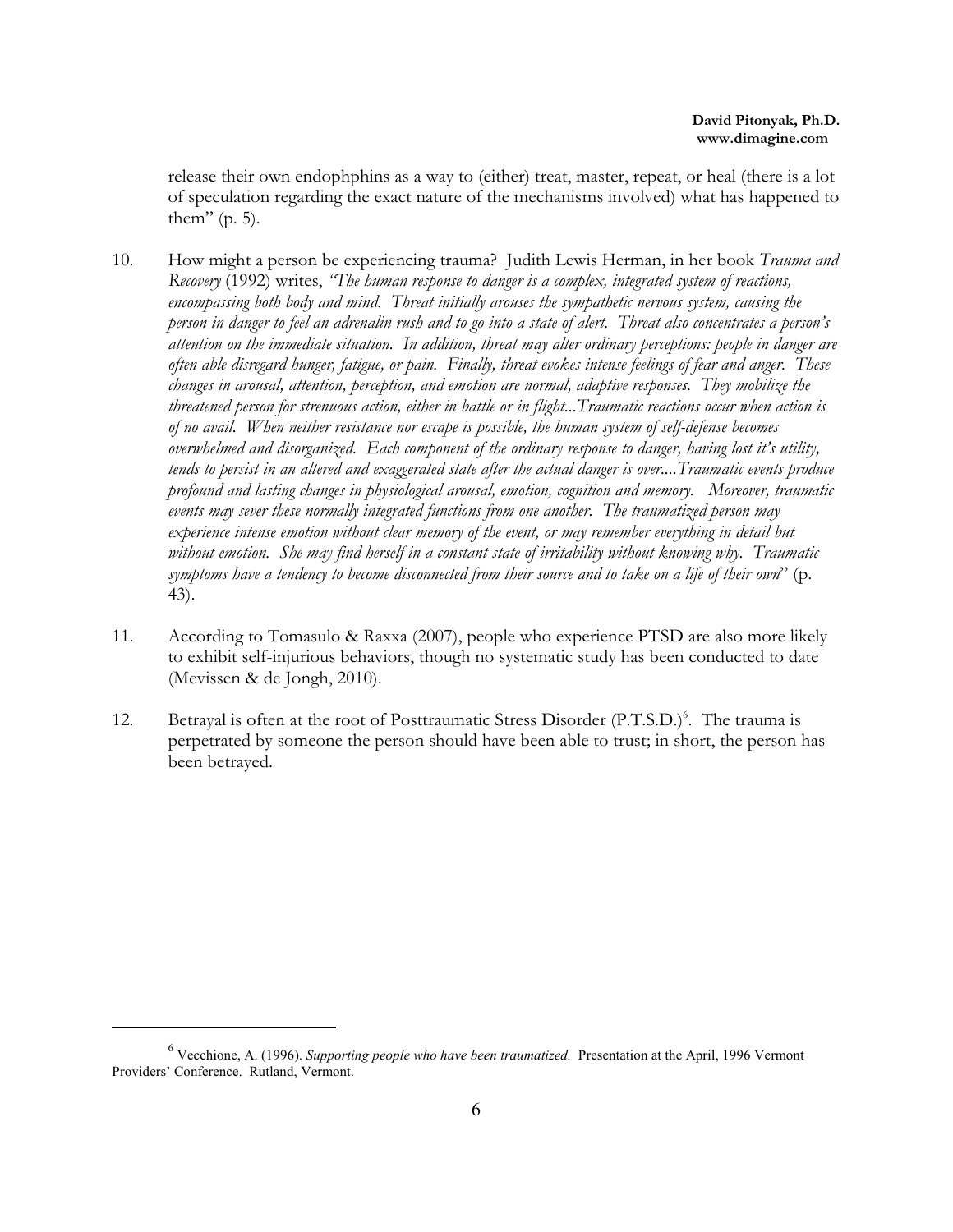release their own endophphins as a way to (either) treat, master, repeat, or heal (there is a lot of speculation regarding the exact nature of the mechanisms involved) what has happened to them" (p. 5).

10. How might a person be experiencing trauma? Judith Lewis Herman, in her book *Trauma and Recovery* (1992) writes, *"The human response to danger is a complex, integrated system of reactions, encompassing both body and mind. Threat initially arouses the sympathetic nervous system, causing the person in danger to feel an adrenalin rush and to go into a state of alert. Threat also concentrates a person's attention on the immediate situation. In addition, threat may alter ordinary perceptions: people in danger are often able disregard hunger, fatigue, or pain. Finally, threat evokes intense feelings of fear and anger. These changes in arousal, attention, perception, and emotion are normal, adaptive responses. They mobilize the threatened person for strenuous action, either in battle or in flight...Traumatic reactions occur when action is of no avail. When neither resistance nor escape is possible, the human system of self-defense becomes overwhelmed and disorganized. Each component of the ordinary response to danger, having lost it's utility, tends to persist in an altered and exaggerated state after the actual danger is over....Traumatic events produce profound and lasting changes in physiological arousal, emotion, cognition and memory. Moreover, traumatic events may sever these normally integrated functions from one another. The traumatized person may experience intense emotion without clear memory of the event, or may remember everything in detail but without emotion. She may find herself in a constant state of irritability without knowing why. Traumatic symptoms have a tendency to become disconnected from their source and to take on a life of their own*" (p. 43).

11. According to Tomasulo & Raxxa (2007), people who experience PTSD are also more likely to exhibit self-injurious behaviors, though no systematic study has been conducted to date (Mevissen & de Jongh, 2010).

12. Betrayal is often at the root of Posttraumatic Stress Disorder (P.T.S.D.)[6]. The trauma is perpetrated by someone the person should have been able to trust; in short, the person has been betrayed.

---

[6] Vecchione, A. (1996). *Supporting people who have been traumatized.* Presentation at the April, 1996 Vermont Providers' Conference. Rutland, Vermont.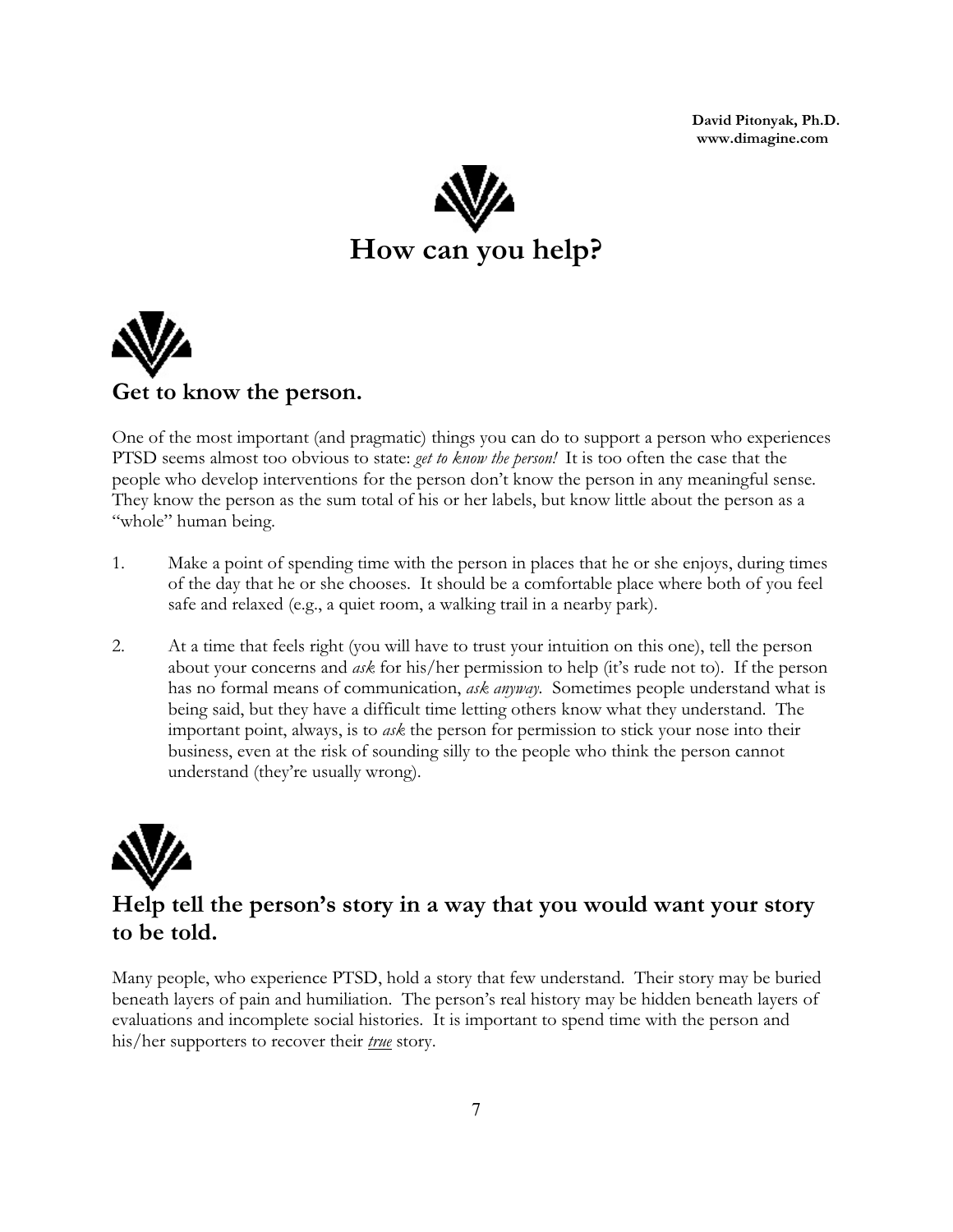# How can you help?

## Get to know the person.

One of the most important (and pragmatic) things you can do to support a person who experiences PTSD seems almost too obvious to state: *get to know the person!* It is too often the case that the people who develop interventions for the person don't know the person in any meaningful sense. They know the person as the sum total of his or her labels, but know little about the person as a "whole" human being.

1. Make a point of spending time with the person in places that he or she enjoys, during times of the day that he or she chooses. It should be a comfortable place where both of you feel safe and relaxed (e.g., a quiet room, a walking trail in a nearby park).

2. At a time that feels right (you will have to trust your intuition on this one), tell the person about your concerns and *ask* for his/her permission to help (it's rude not to). If the person has no formal means of communication, *ask anyway.* Sometimes people understand what is being said, but they have a difficult time letting others know what they understand. The important point, always, is to *ask* the person for permission to stick your nose into their business, even at the risk of sounding silly to the people who think the person cannot understand (they're usually wrong).

## Help tell the person's story in a way that you would want your story to be told.

Many people, who experience PTSD, hold a story that few understand. Their story may be buried beneath layers of pain and humiliation. The person's real history may be hidden beneath layers of evaluations and incomplete social histories. It is important to spend time with the person and his/her supporters to recover their ***true*** story.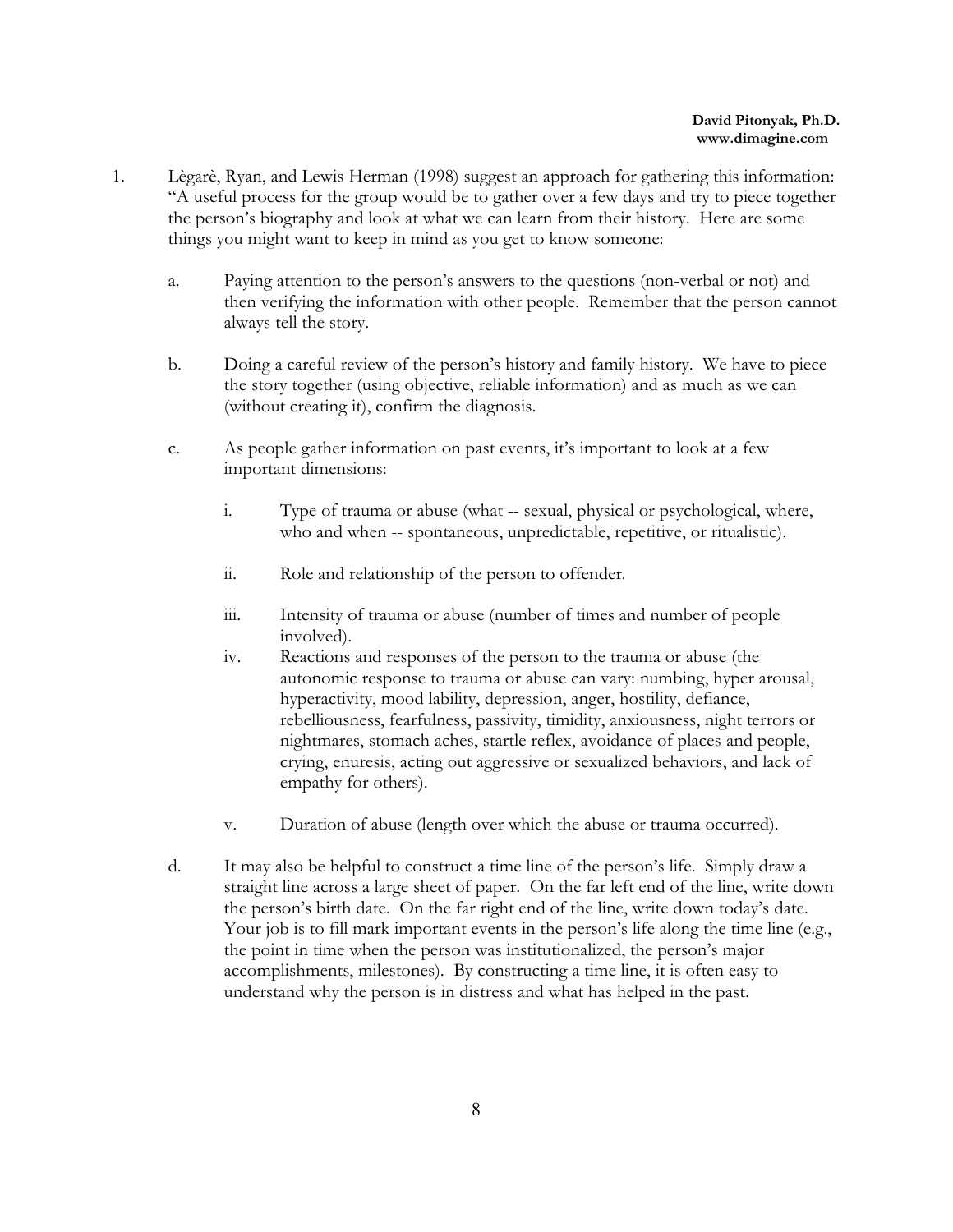1. Lègarè, Ryan, and Lewis Herman (1998) suggest an approach for gathering this information: "A useful process for the group would be to gather over a few days and try to piece together the person's biography and look at what we can learn from their history. Here are some things you might want to keep in mind as you get to know someone:

   a. Paying attention to the person's answers to the questions (non-verbal or not) and then verifying the information with other people. Remember that the person cannot always tell the story.

   b. Doing a careful review of the person's history and family history. We have to piece the story together (using objective, reliable information) and as much as we can (without creating it), confirm the diagnosis.

   c. As people gather information on past events, it's important to look at a few important dimensions:

      i. Type of trauma or abuse (what -- sexual, physical or psychological, where, who and when -- spontaneous, unpredictable, repetitive, or ritualistic).

      ii. Role and relationship of the person to offender.

      iii. Intensity of trauma or abuse (number of times and number of people involved).

      iv. Reactions and responses of the person to the trauma or abuse (the autonomic response to trauma or abuse can vary: numbing, hyper arousal, hyperactivity, mood lability, depression, anger, hostility, defiance, rebelliousness, fearfulness, passivity, timidity, anxiousness, night terrors or nightmares, stomach aches, startle reflex, avoidance of places and people, crying, enuresis, acting out aggressive or sexualized behaviors, and lack of empathy for others).

      v. Duration of abuse (length over which the abuse or trauma occurred).

   d. It may also be helpful to construct a time line of the person's life. Simply draw a straight line across a large sheet of paper. On the far left end of the line, write down the person's birth date. On the far right end of the line, write down today's date. Your job is to fill mark important events in the person's life along the time line (e.g., the point in time when the person was institutionalized, the person's major accomplishments, milestones). By constructing a time line, it is often easy to understand why the person is in distress and what has helped in the past.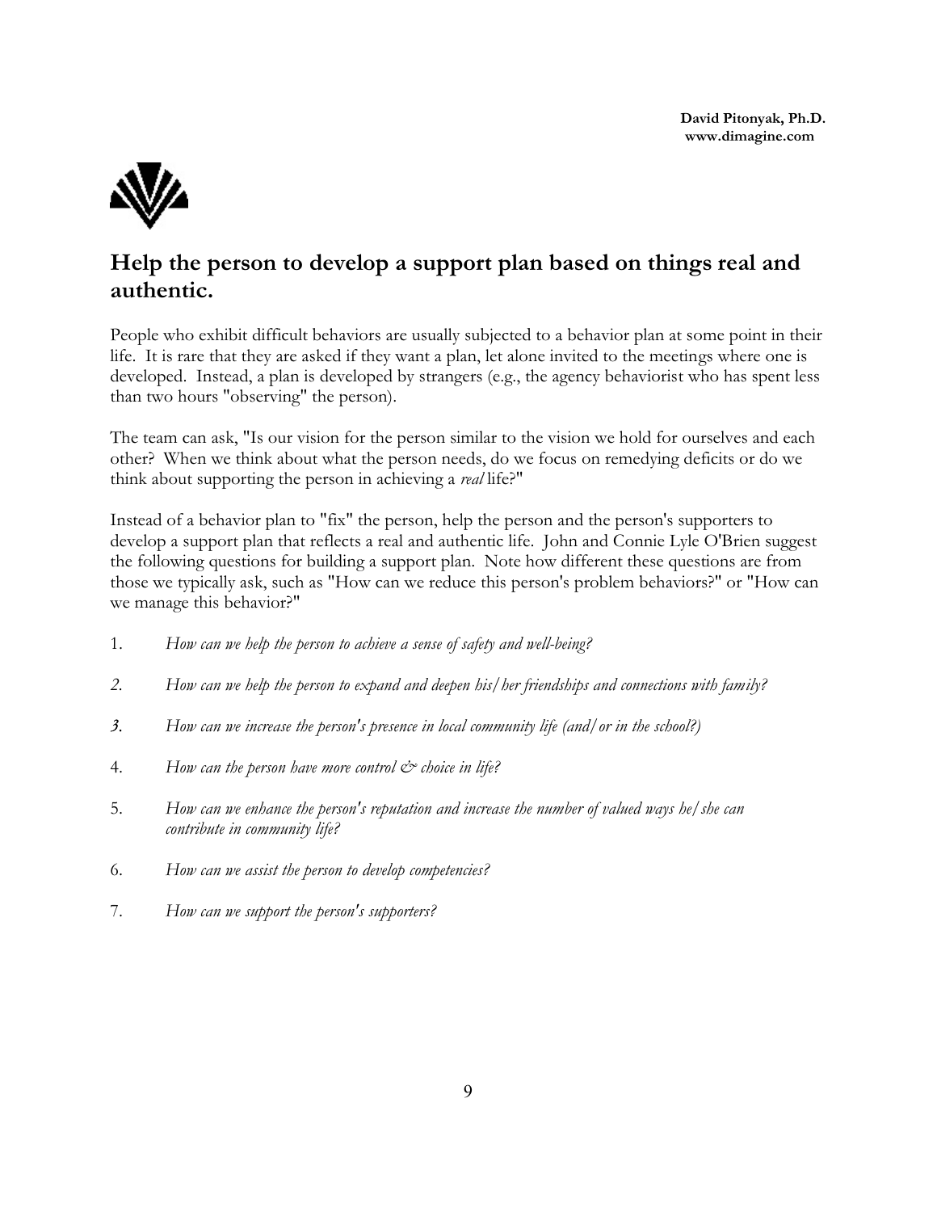## Help the person to develop a support plan based on things real and authentic.

People who exhibit difficult behaviors are usually subjected to a behavior plan at some point in their life. It is rare that they are asked if they want a plan, let alone invited to the meetings where one is developed. Instead, a plan is developed by strangers (e.g., the agency behaviorist who has spent less than two hours "observing" the person).

The team can ask, "Is our vision for the person similar to the vision we hold for ourselves and each other? When we think about what the person needs, do we focus on remedying deficits or do we think about supporting the person in achieving a *real* life?"

Instead of a behavior plan to "fix" the person, help the person and the person's supporters to develop a support plan that reflects a real and authentic life. John and Connie Lyle O'Brien suggest the following questions for building a support plan. Note how different these questions are from those we typically ask, such as "How can we reduce this person's problem behaviors?" or "How can we manage this behavior?"

1. *How can we help the person to achieve a sense of safety and well-being?*
2. *How can we help the person to expand and deepen his/her friendships and connections with family?*
3. *How can we increase the person's presence in local community life (and/or in the school?)*
4. *How can the person have more control & choice in life?*
5. *How can we enhance the person's reputation and increase the number of valued ways he/she can contribute in community life?*
6. *How can we assist the person to develop competencies?*
7. *How can we support the person's supporters?*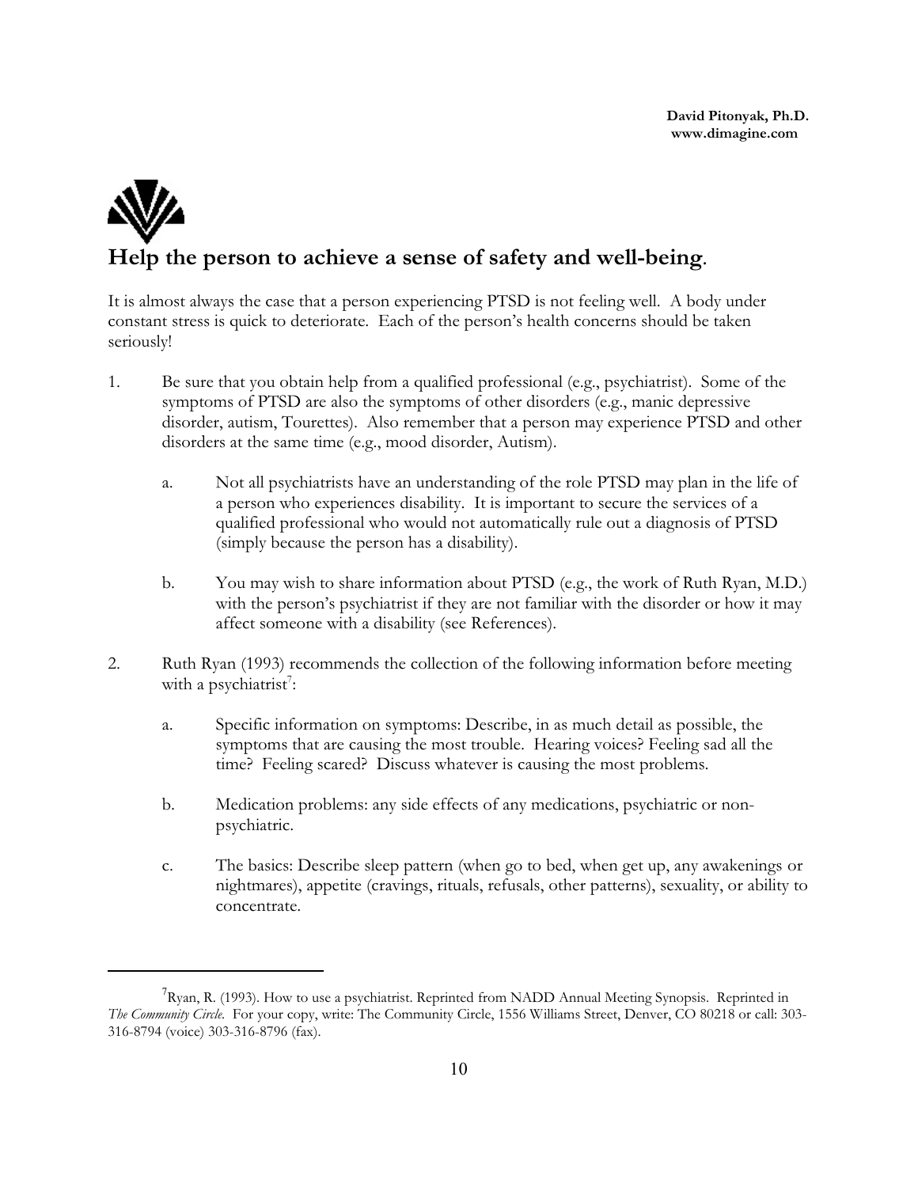## Help the person to achieve a sense of safety and well-being.

It is almost always the case that a person experiencing PTSD is not feeling well. A body under constant stress is quick to deteriorate. Each of the person's health concerns should be taken seriously!

1. Be sure that you obtain help from a qualified professional (e.g., psychiatrist). Some of the symptoms of PTSD are also the symptoms of other disorders (e.g., manic depressive disorder, autism, Tourettes). Also remember that a person may experience PTSD and other disorders at the same time (e.g., mood disorder, Autism).

    a. Not all psychiatrists have an understanding of the role PTSD may plan in the life of a person who experiences disability. It is important to secure the services of a qualified professional who would not automatically rule out a diagnosis of PTSD (simply because the person has a disability).

    b. You may wish to share information about PTSD (e.g., the work of Ruth Ryan, M.D.) with the person's psychiatrist if they are not familiar with the disorder or how it may affect someone with a disability (see References).

2. Ruth Ryan (1993) recommends the collection of the following information before meeting with a psychiatrist[7]:

    a. Specific information on symptoms: Describe, in as much detail as possible, the symptoms that are causing the most trouble. Hearing voices? Feeling sad all the time? Feeling scared? Discuss whatever is causing the most problems.

    b. Medication problems: any side effects of any medications, psychiatric or non-psychiatric.

    c. The basics: Describe sleep pattern (when go to bed, when get up, any awakenings or nightmares), appetite (cravings, rituals, refusals, other patterns), sexuality, or ability to concentrate.

---

[7] Ryan, R. (1993). How to use a psychiatrist. Reprinted from NADD Annual Meeting Synopsis. Reprinted in *The Community Circle*. For your copy, write: The Community Circle, 1556 Williams Street, Denver, CO 80218 or call: 303-316-8794 (voice) 303-316-8796 (fax).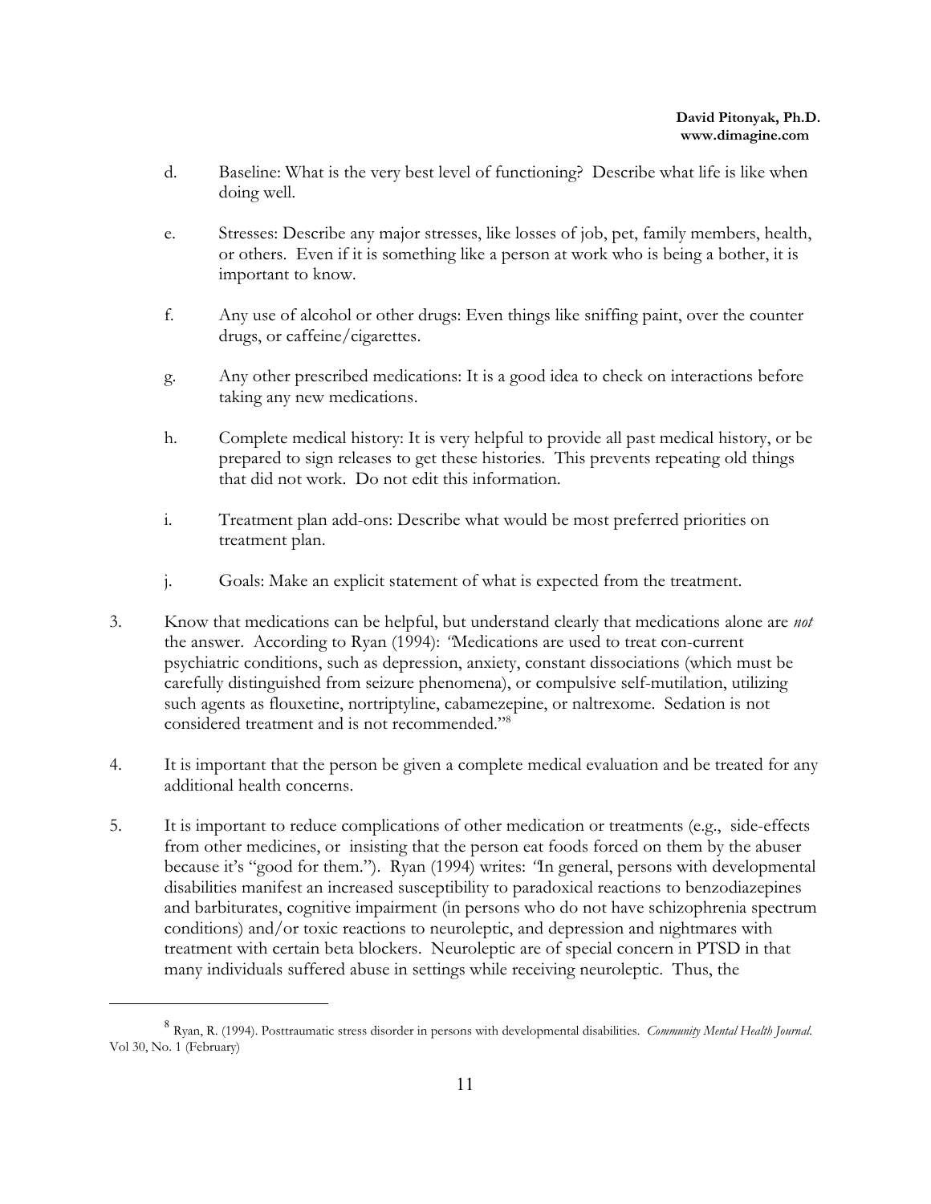d. Baseline: What is the very best level of functioning? Describe what life is like when doing well.

e. Stresses: Describe any major stresses, like losses of job, pet, family members, health, or others. Even if it is something like a person at work who is being a bother, it is important to know.

f. Any use of alcohol or other drugs: Even things like sniffing paint, over the counter drugs, or caffeine/cigarettes.

g. Any other prescribed medications: It is a good idea to check on interactions before taking any new medications.

h. Complete medical history: It is very helpful to provide all past medical history, or be prepared to sign releases to get these histories. This prevents repeating old things that did not work. Do not edit this information.

i. Treatment plan add-ons: Describe what would be most preferred priorities on treatment plan.

j. Goals: Make an explicit statement of what is expected from the treatment.

3. Know that medications can be helpful, but understand clearly that medications alone are *not* the answer. According to Ryan (1994): *"Medications are used to treat con-current psychiatric conditions, such as depression, anxiety, constant dissociations (which must be carefully distinguished from seizure phenomena), or compulsive self-mutilation, utilizing such agents as flouxetine, nortriptyline, cabamezepine, or naltrexome. Sedation is not considered treatment and is not recommended."*[8]

4. It is important that the person be given a complete medical evaluation and be treated for any additional health concerns.

5. It is important to reduce complications of other medication or treatments (e.g., side-effects from other medicines, or insisting that the person eat foods forced on them by the abuser because it's "good for them."). Ryan (1994) writes: *"In general, persons with developmental disabilities manifest an increased susceptibility to paradoxical reactions to benzodiazepines and barbiturates, cognitive impairment (in persons who do not have schizophrenia spectrum conditions) and/or toxic reactions to neuroleptic, and depression and nightmares with treatment with certain beta blockers. Neuroleptic are of special concern in PTSD in that many individuals suffered abuse in settings while receiving neuroleptic. Thus, the*

---

[8] Ryan, R. (1994). Posttraumatic stress disorder in persons with developmental disabilities. *Community Mental Health Journal.* Vol 30, No. 1 (February)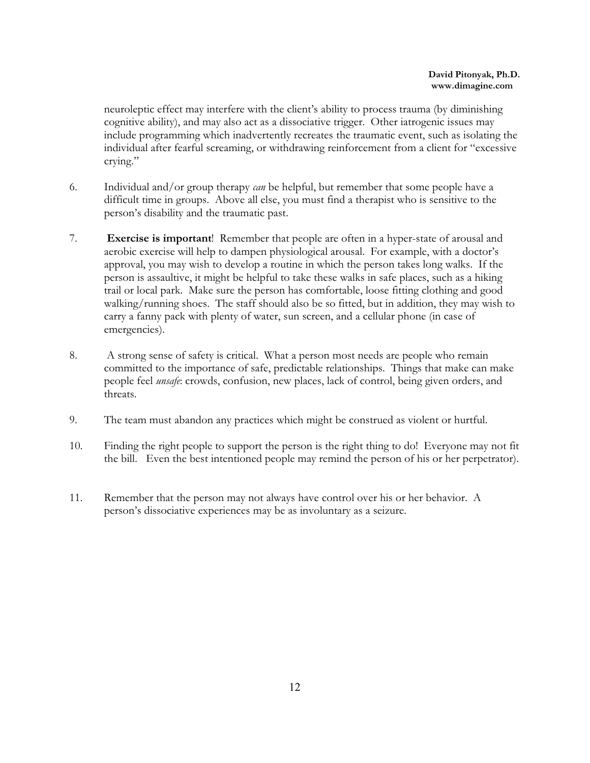neuroleptic effect may interfere with the client's ability to process trauma (by diminishing cognitive ability), and may also act as a dissociative trigger. Other iatrogenic issues may include programming which inadvertently recreates the traumatic event, such as isolating the individual after fearful screaming, or withdrawing reinforcement from a client for "excessive crying."

6. Individual and/or group therapy *can* be helpful, but remember that some people have a difficult time in groups. Above all else, you must find a therapist who is sensitive to the person's disability and the traumatic past.

7. **Exercise is important**! Remember that people are often in a hyper-state of arousal and aerobic exercise will help to dampen physiological arousal. For example, with a doctor's approval, you may wish to develop a routine in which the person takes long walks. If the person is assaultive, it might be helpful to take these walks in safe places, such as a hiking trail or local park. Make sure the person has comfortable, loose fitting clothing and good walking/running shoes. The staff should also be so fitted, but in addition, they may wish to carry a fanny pack with plenty of water, sun screen, and a cellular phone (in case of emergencies).

8. A strong sense of safety is critical. What a person most needs are people who remain committed to the importance of safe, predictable relationships. Things that make can make people feel *unsafe*: crowds, confusion, new places, lack of control, being given orders, and threats.

9. The team must abandon any practices which might be construed as violent or hurtful.

10. Finding the right people to support the person is the right thing to do! Everyone may not fit the bill. Even the best intentioned people may remind the person of his or her perpetrator).

11. Remember that the person may not always have control over his or her behavior. A person's dissociative experiences may be as involuntary as a seizure.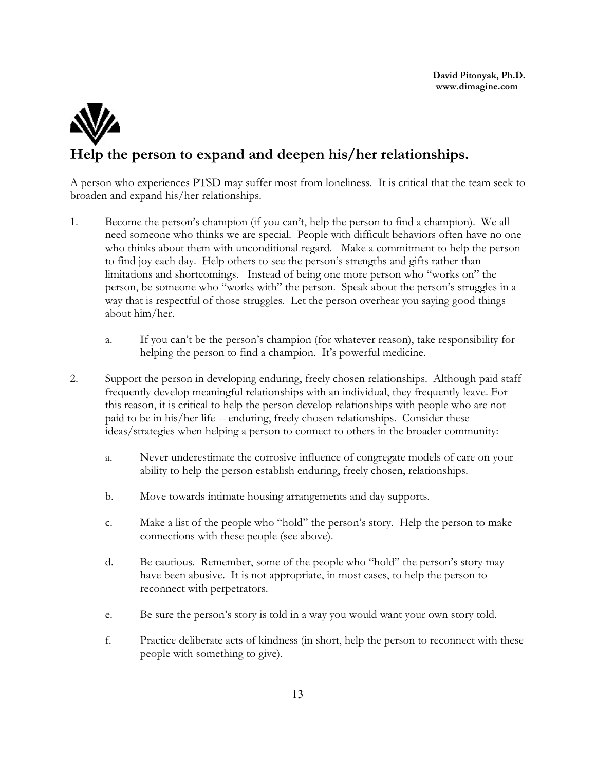## Help the person to expand and deepen his/her relationships.

A person who experiences PTSD may suffer most from loneliness. It is critical that the team seek to broaden and expand his/her relationships.

1. Become the person's champion (if you can't, help the person to find a champion). We all need someone who thinks we are special. People with difficult behaviors often have no one who thinks about them with unconditional regard. Make a commitment to help the person to find joy each day. Help others to see the person's strengths and gifts rather than limitations and shortcomings. Instead of being one more person who "works on" the person, be someone who "works with" the person. Speak about the person's struggles in a way that is respectful of those struggles. Let the person overhear you saying good things about him/her.

   a. If you can't be the person's champion (for whatever reason), take responsibility for helping the person to find a champion. It's powerful medicine.

2. Support the person in developing enduring, freely chosen relationships. Although paid staff frequently develop meaningful relationships with an individual, they frequently leave. For this reason, it is critical to help the person develop relationships with people who are not paid to be in his/her life -- enduring, freely chosen relationships. Consider these ideas/strategies when helping a person to connect to others in the broader community:

   a. Never underestimate the corrosive influence of congregate models of care on your ability to help the person establish enduring, freely chosen, relationships.

   b. Move towards intimate housing arrangements and day supports.

   c. Make a list of the people who "hold" the person's story. Help the person to make connections with these people (see above).

   d. Be cautious. Remember, some of the people who "hold" the person's story may have been abusive. It is not appropriate, in most cases, to help the person to reconnect with perpetrators.

   e. Be sure the person's story is told in a way you would want your own story told.

   f. Practice deliberate acts of kindness (in short, help the person to reconnect with these people with something to give).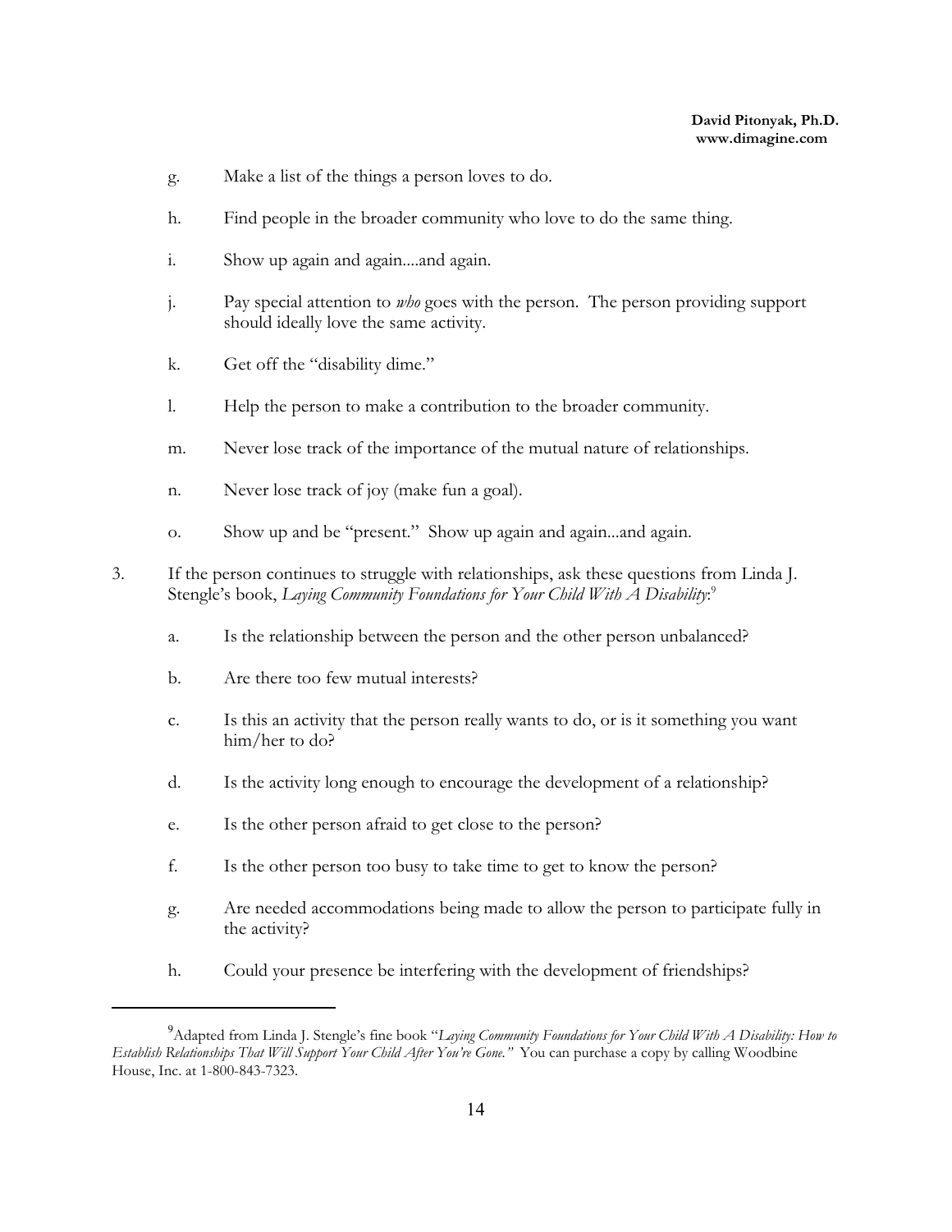g. Make a list of the things a person loves to do.

h. Find people in the broader community who love to do the same thing.

i. Show up again and again....and again.

j. Pay special attention to *who* goes with the person. The person providing support should ideally love the same activity.

k. Get off the "disability dime."

l. Help the person to make a contribution to the broader community.

m. Never lose track of the importance of the mutual nature of relationships.

n. Never lose track of joy (make fun a goal).

o. Show up and be "present." Show up again and again...and again.

3. If the person continues to struggle with relationships, ask these questions from Linda J. Stengle's book, *Laying Community Foundations for Your Child With A Disability*:[9]

   a. Is the relationship between the person and the other person unbalanced?

   b. Are there too few mutual interests?

   c. Is this an activity that the person really wants to do, or is it something you want him/her to do?

   d. Is the activity long enough to encourage the development of a relationship?

   e. Is the other person afraid to get close to the person?

   f. Is the other person too busy to take time to get to know the person?

   g. Are needed accommodations being made to allow the person to participate fully in the activity?

   h. Could your presence be interfering with the development of friendships?

---

[9] Adapted from Linda J. Stengle's fine book "*Laying Community Foundations for Your Child With A Disability: How to Establish Relationships That Will Support Your Child After You're Gone.*" You can purchase a copy by calling Woodbine House, Inc. at 1-800-843-7323.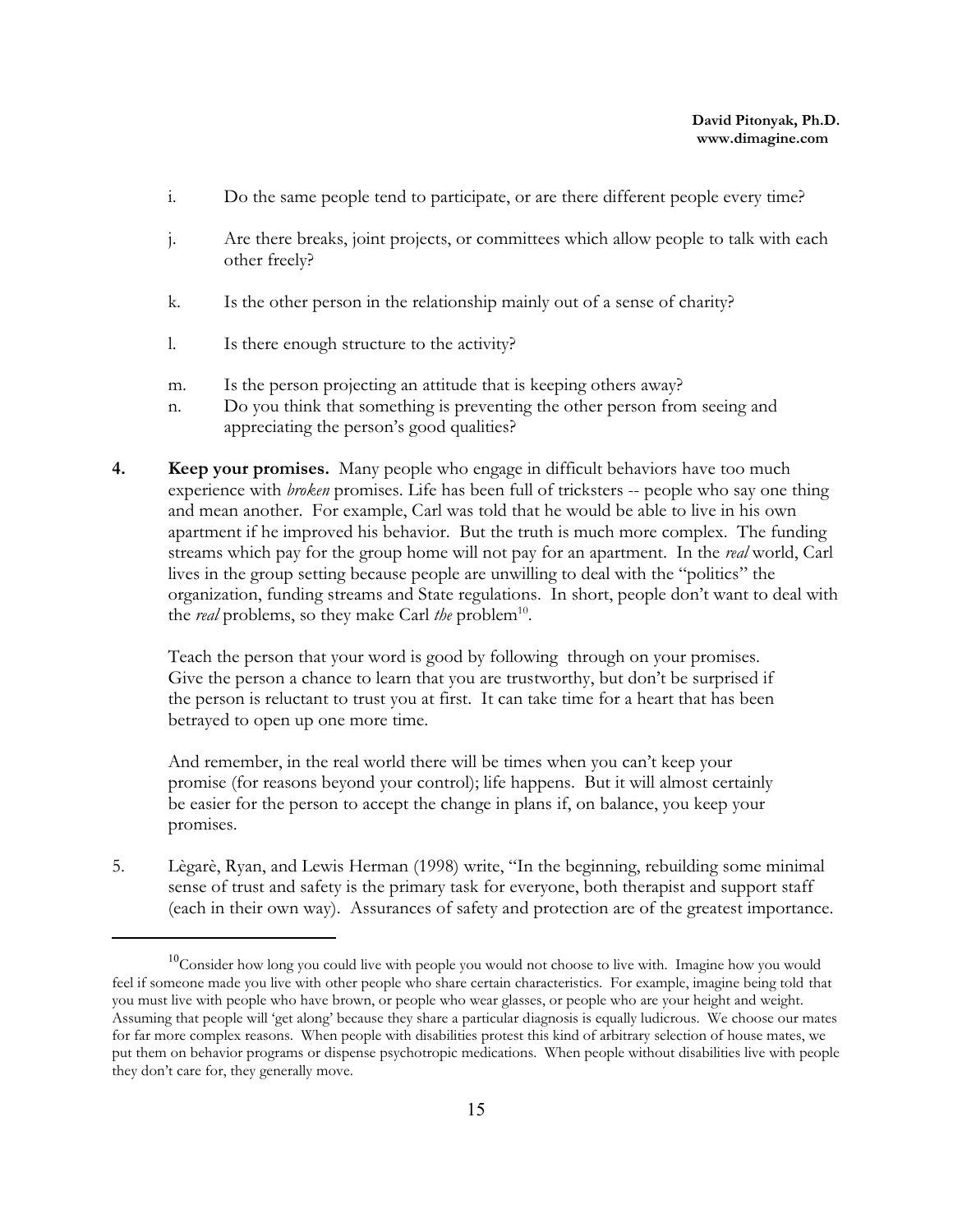i. Do the same people tend to participate, or are there different people every time?

j. Are there breaks, joint projects, or committees which allow people to talk with each other freely?

k. Is the other person in the relationship mainly out of a sense of charity?

l. Is there enough structure to the activity?

m. Is the person projecting an attitude that is keeping others away?

n. Do you think that something is preventing the other person from seeing and appreciating the person's good qualities?

**4. Keep your promises.** Many people who engage in difficult behaviors have too much experience with *broken* promises. Life has been full of tricksters -- people who say one thing and mean another. For example, Carl was told that he would be able to live in his own apartment if he improved his behavior. But the truth is much more complex. The funding streams which pay for the group home will not pay for an apartment. In the *real* world, Carl lives in the group setting because people are unwilling to deal with the "politics" the organization, funding streams and State regulations. In short, people don't want to deal with the *real* problems, so they make Carl *the* problem[10].

Teach the person that your word is good by following through on your promises. Give the person a chance to learn that you are trustworthy, but don't be surprised if the person is reluctant to trust you at first. It can take time for a heart that has been betrayed to open up one more time.

And remember, in the real world there will be times when you can't keep your promise (for reasons beyond your control); life happens. But it will almost certainly be easier for the person to accept the change in plans if, on balance, you keep your promises.

5. Lègarè, Ryan, and Lewis Herman (1998) write, "In the beginning, rebuilding some minimal sense of trust and safety is the primary task for everyone, both therapist and support staff (each in their own way). Assurances of safety and protection are of the greatest importance.

---

[10] Consider how long you could live with people you would not choose to live with. Imagine how you would feel if someone made you live with other people who share certain characteristics. For example, imagine being told that you must live with people who have brown, or people who wear glasses, or people who are your height and weight. Assuming that people will 'get along' because they share a particular diagnosis is equally ludicrous. We choose our mates for far more complex reasons. When people with disabilities protest this kind of arbitrary selection of house mates, we put them on behavior programs or dispense psychotropic medications. When people without disabilities live with people they don't care for, they generally move.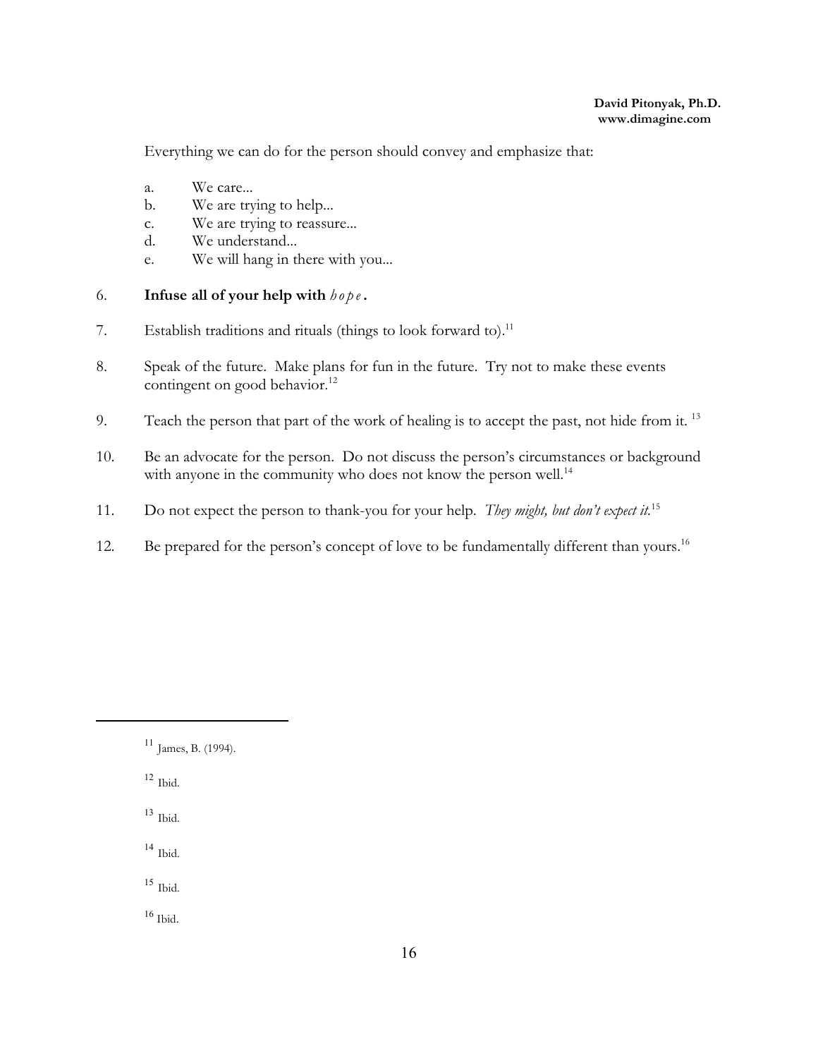Everything we can do for the person should convey and emphasize that:

a. We care...
b. We are trying to help...
c. We are trying to reassure...
d. We understand...
e. We will hang in there with you...

6. **Infuse all of your help with *hope*.**

7. Establish traditions and rituals (things to look forward to).[11]

8. Speak of the future. Make plans for fun in the future. Try not to make these events contingent on good behavior.[12]

9. Teach the person that part of the work of healing is to accept the past, not hide from it.[13]

10. Be an advocate for the person. Do not discuss the person's circumstances or background with anyone in the community who does not know the person well.[14]

11. Do not expect the person to thank-you for your help. *They might, but don't expect it.*[15]

12. Be prepared for the person's concept of love to be fundamentally different than yours.[16]

---

[11] James, B. (1994).

[12] Ibid.

[13] Ibid.

[14] Ibid.

[15] Ibid.

[16] Ibid.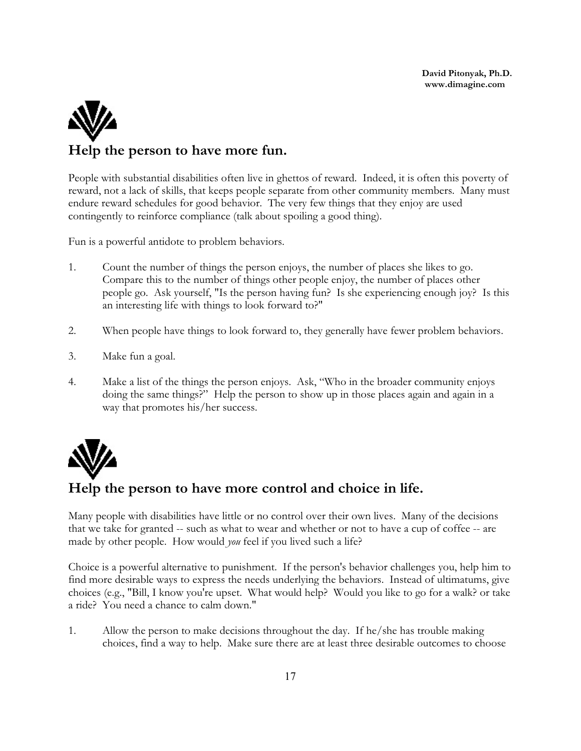## Help the person to have more fun.

People with substantial disabilities often live in ghettos of reward. Indeed, it is often this poverty of reward, not a lack of skills, that keeps people separate from other community members. Many must endure reward schedules for good behavior. The very few things that they enjoy are used contingently to reinforce compliance (talk about spoiling a good thing).

Fun is a powerful antidote to problem behaviors.

1. Count the number of things the person enjoys, the number of places she likes to go. Compare this to the number of things other people enjoy, the number of places other people go. Ask yourself, "Is the person having fun? Is she experiencing enough joy? Is this an interesting life with things to look forward to?"

2. When people have things to look forward to, they generally have fewer problem behaviors.

3. Make fun a goal.

4. Make a list of the things the person enjoys. Ask, "Who in the broader community enjoys doing the same things?" Help the person to show up in those places again and again in a way that promotes his/her success.

## Help the person to have more control and choice in life.

Many people with disabilities have little or no control over their own lives. Many of the decisions that we take for granted -- such as what to wear and whether or not to have a cup of coffee -- are made by other people. How would *you* feel if you lived such a life?

Choice is a powerful alternative to punishment. If the person's behavior challenges you, help him to find more desirable ways to express the needs underlying the behaviors. Instead of ultimatums, give choices (e.g., "Bill, I know you're upset. What would help? Would you like to go for a walk? or take a ride? You need a chance to calm down."

1. Allow the person to make decisions throughout the day. If he/she has trouble making choices, find a way to help. Make sure there are at least three desirable outcomes to choose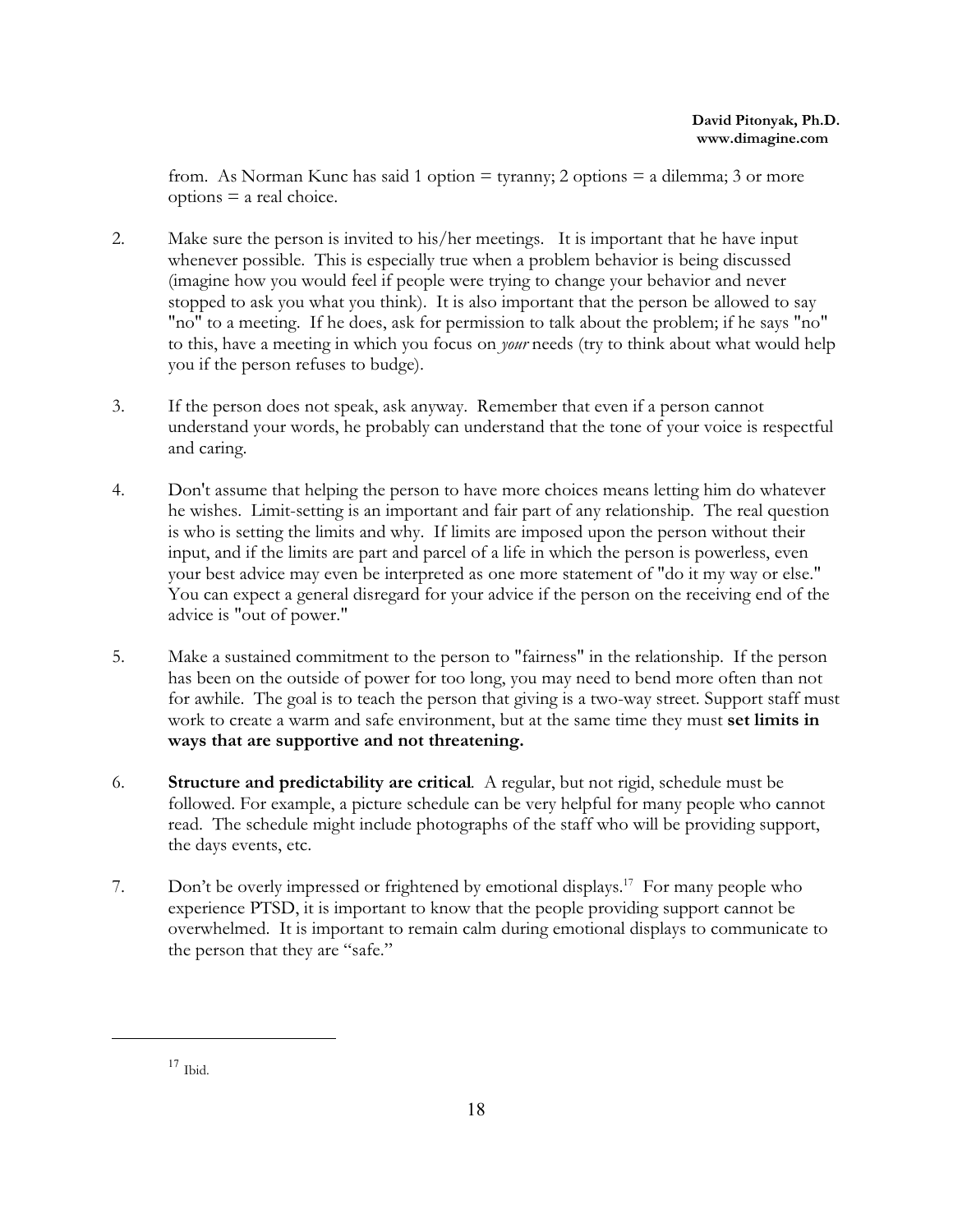from. As Norman Kunc has said 1 option = tyranny; 2 options = a dilemma; 3 or more options = a real choice.

2. Make sure the person is invited to his/her meetings. It is important that he have input whenever possible. This is especially true when a problem behavior is being discussed (imagine how you would feel if people were trying to change your behavior and never stopped to ask you what you think). It is also important that the person be allowed to say "no" to a meeting. If he does, ask for permission to talk about the problem; if he says "no" to this, have a meeting in which you focus on *your* needs (try to think about what would help you if the person refuses to budge).

3. If the person does not speak, ask anyway. Remember that even if a person cannot understand your words, he probably can understand that the tone of your voice is respectful and caring.

4. Don't assume that helping the person to have more choices means letting him do whatever he wishes. Limit-setting is an important and fair part of any relationship. The real question is who is setting the limits and why. If limits are imposed upon the person without their input, and if the limits are part and parcel of a life in which the person is powerless, even your best advice may even be interpreted as one more statement of "do it my way or else." You can expect a general disregard for your advice if the person on the receiving end of the advice is "out of power."

5. Make a sustained commitment to the person to "fairness" in the relationship. If the person has been on the outside of power for too long, you may need to bend more often than not for awhile. The goal is to teach the person that giving is a two-way street. Support staff must work to create a warm and safe environment, but at the same time they must **set limits in ways that are supportive and not threatening.**

6. **Structure and predictability are critical**. A regular, but not rigid, schedule must be followed. For example, a picture schedule can be very helpful for many people who cannot read. The schedule might include photographs of the staff who will be providing support, the days events, etc.

7. Don't be overly impressed or frightened by emotional displays.[17] For many people who experience PTSD, it is important to know that the people providing support cannot be overwhelmed. It is important to remain calm during emotional displays to communicate to the person that they are "safe."

---

[17] Ibid.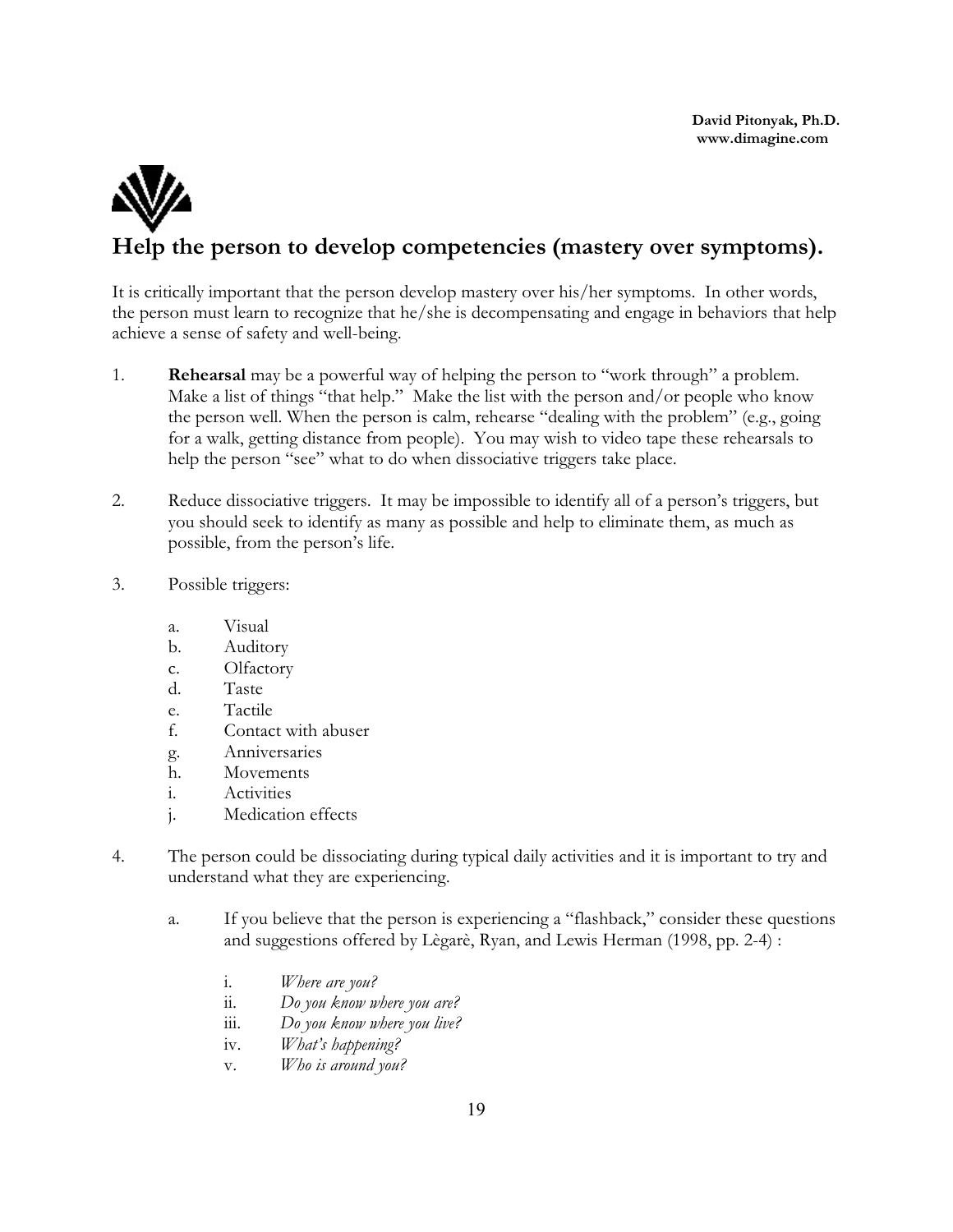## Help the person to develop competencies (mastery over symptoms).

It is critically important that the person develop mastery over his/her symptoms. In other words, the person must learn to recognize that he/she is decompensating and engage in behaviors that help achieve a sense of safety and well-being.

1. **Rehearsal** may be a powerful way of helping the person to "work through" a problem. Make a list of things "that help." Make the list with the person and/or people who know the person well. When the person is calm, rehearse "dealing with the problem" (e.g., going for a walk, getting distance from people). You may wish to video tape these rehearsals to help the person "see" what to do when dissociative triggers take place.

2. Reduce dissociative triggers. It may be impossible to identify all of a person's triggers, but you should seek to identify as many as possible and help to eliminate them, as much as possible, from the person's life.

3. Possible triggers:

   a. Visual
   b. Auditory
   c. Olfactory
   d. Taste
   e. Tactile
   f. Contact with abuser
   g. Anniversaries
   h. Movements
   i. Activities
   j. Medication effects

4. The person could be dissociating during typical daily activities and it is important to try and understand what they are experiencing.

   a. If you believe that the person is experiencing a "flashback," consider these questions and suggestions offered by Lègarè, Ryan, and Lewis Herman (1998, pp. 2-4) :

      i. *Where are you?*
      ii. *Do you know where you are?*
      iii. *Do you know where you live?*
      iv. *What's happening?*
      v. *Who is around you?*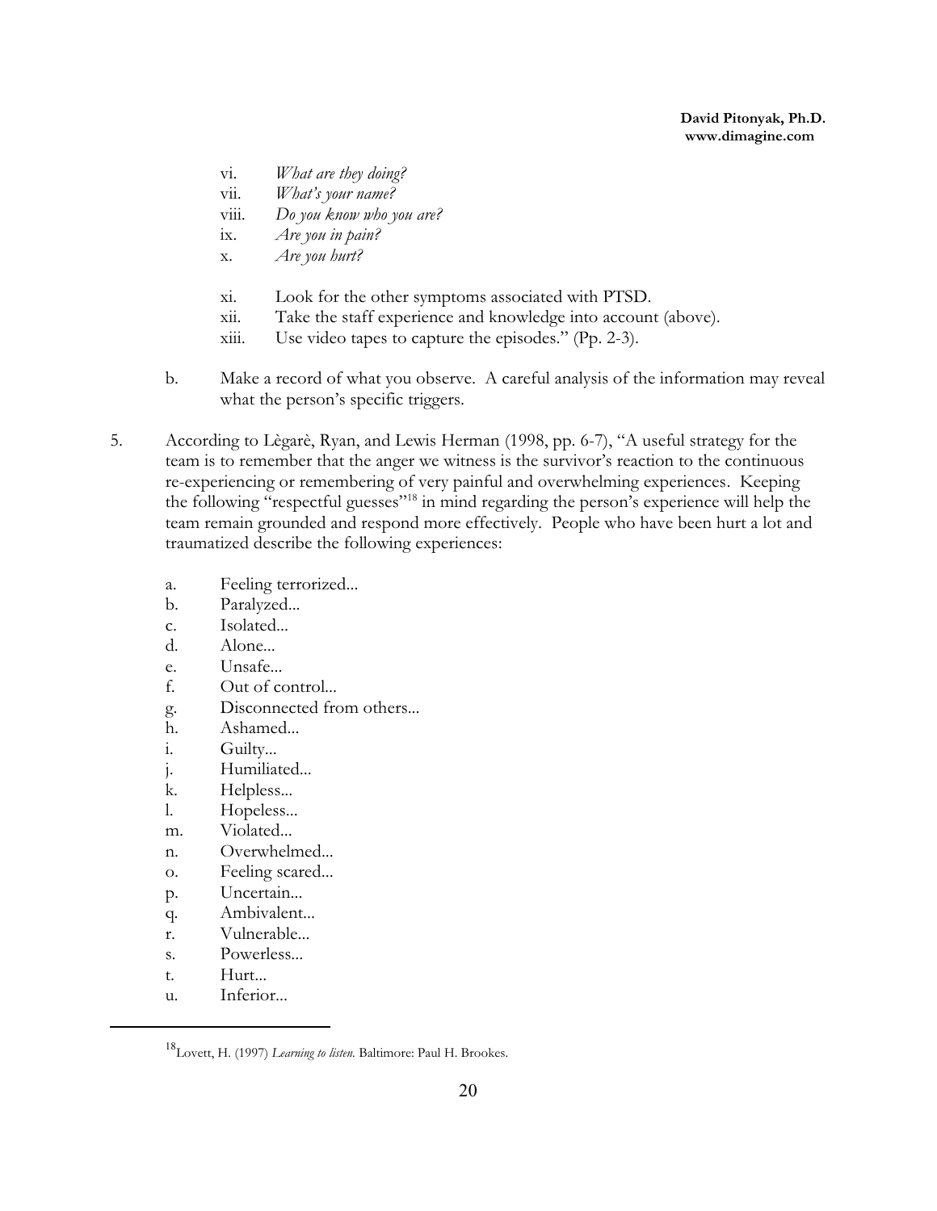vi. *What are they doing?*
vii. *What's your name?*
viii. *Do you know who you are?*
ix. *Are you in pain?*
x. *Are you hurt?*

xi. Look for the other symptoms associated with PTSD.
xii. Take the staff experience and knowledge into account (above).
xiii. Use video tapes to capture the episodes." (Pp. 2-3).

b. Make a record of what you observe. A careful analysis of the information may reveal what the person's specific triggers.

5. According to Lègarè, Ryan, and Lewis Herman (1998, pp. 6-7), "A useful strategy for the team is to remember that the anger we witness is the survivor's reaction to the continuous re-experiencing or remembering of very painful and overwhelming experiences. Keeping the following "respectful guesses"[18] in mind regarding the person's experience will help the team remain grounded and respond more effectively. People who have been hurt a lot and traumatized describe the following experiences:

   a. Feeling terrorized...
   b. Paralyzed...
   c. Isolated...
   d. Alone...
   e. Unsafe...
   f. Out of control...
   g. Disconnected from others...
   h. Ashamed...
   i. Guilty...
   j. Humiliated...
   k. Helpless...
   l. Hopeless...
   m. Violated...
   n. Overwhelmed...
   o. Feeling scared...
   p. Uncertain...
   q. Ambivalent...
   r. Vulnerable...
   s. Powerless...
   t. Hurt...
   u. Inferior...

---

[18] Lovett, H. (1997) *Learning to listen.* Baltimore: Paul H. Brookes.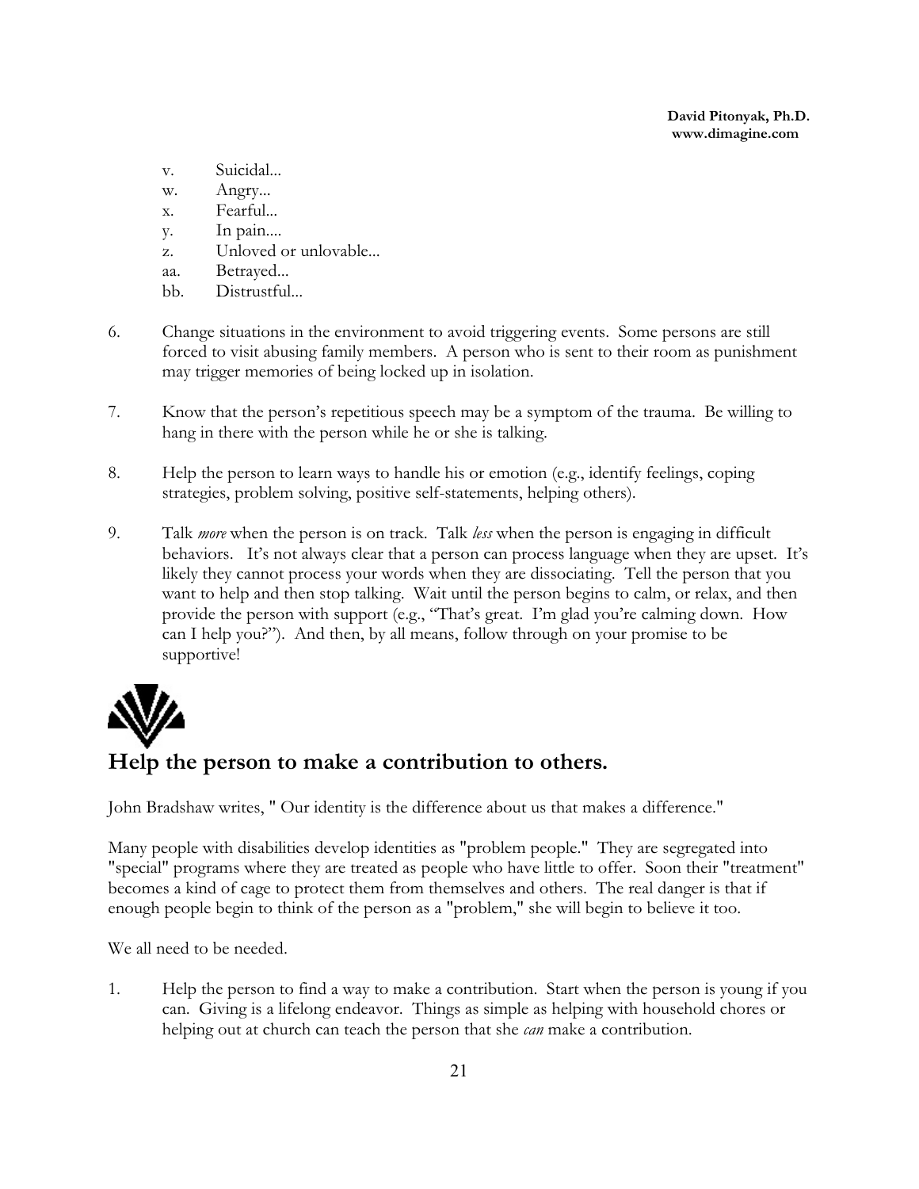v. Suicidal...
w. Angry...
x. Fearful...
y. In pain....
z. Unloved or unlovable...
aa. Betrayed...
bb. Distrustful...

6. Change situations in the environment to avoid triggering events. Some persons are still forced to visit abusing family members. A person who is sent to their room as punishment may trigger memories of being locked up in isolation.

7. Know that the person's repetitious speech may be a symptom of the trauma. Be willing to hang in there with the person while he or she is talking.

8. Help the person to learn ways to handle his or emotion (e.g., identify feelings, coping strategies, problem solving, positive self-statements, helping others).

9. Talk *more* when the person is on track. Talk *less* when the person is engaging in difficult behaviors. It's not always clear that a person can process language when they are upset. It's likely they cannot process your words when they are dissociating. Tell the person that you want to help and then stop talking. Wait until the person begins to calm, or relax, and then provide the person with support (e.g., "That's great. I'm glad you're calming down. How can I help you?"). And then, by all means, follow through on your promise to be supportive!

## Help the person to make a contribution to others.

John Bradshaw writes, " Our identity is the difference about us that makes a difference."

Many people with disabilities develop identities as "problem people." They are segregated into "special" programs where they are treated as people who have little to offer. Soon their "treatment" becomes a kind of cage to protect them from themselves and others. The real danger is that if enough people begin to think of the person as a "problem," she will begin to believe it too.

We all need to be needed.

1. Help the person to find a way to make a contribution. Start when the person is young if you can. Giving is a lifelong endeavor. Things as simple as helping with household chores or helping out at church can teach the person that she *can* make a contribution.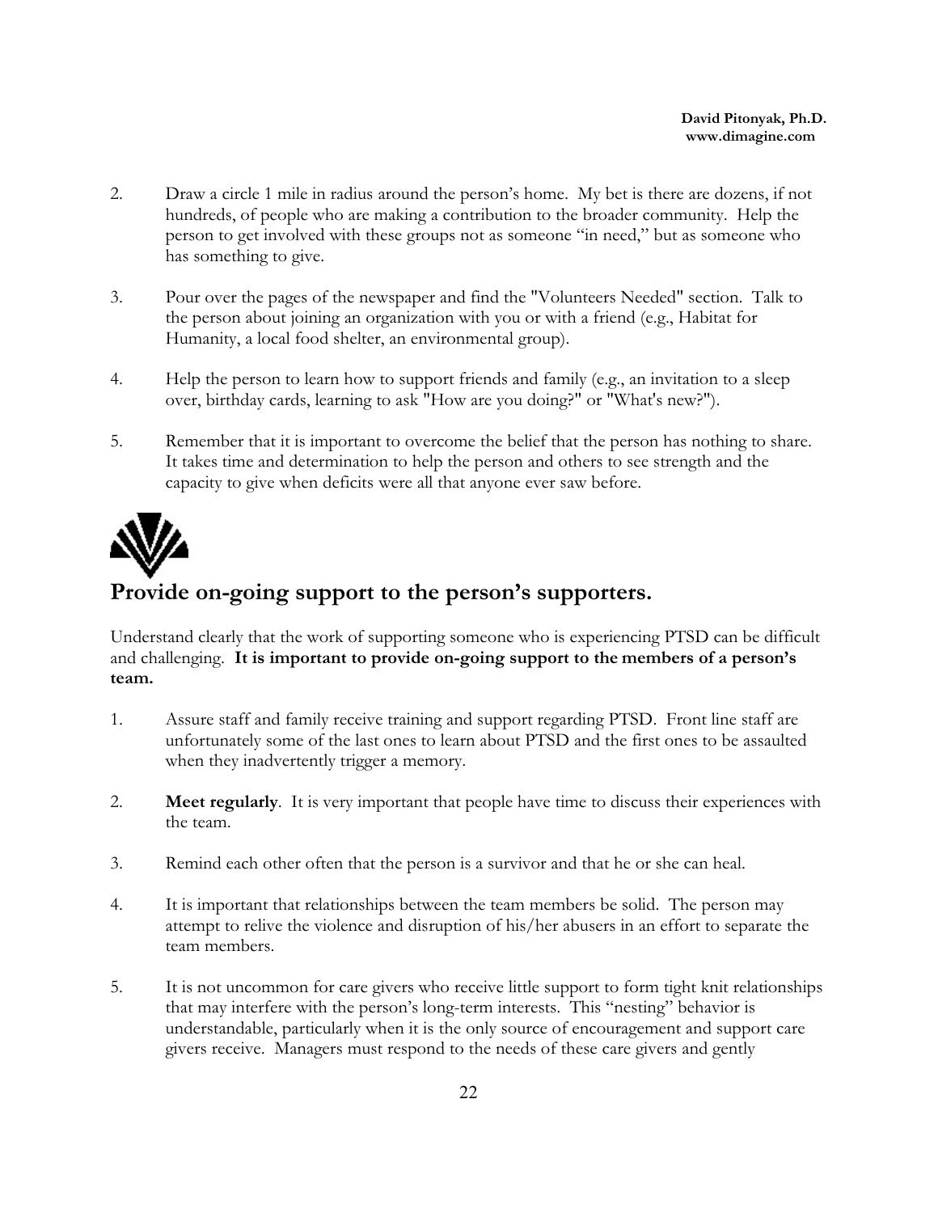2. Draw a circle 1 mile in radius around the person's home. My bet is there are dozens, if not hundreds, of people who are making a contribution to the broader community. Help the person to get involved with these groups not as someone "in need," but as someone who has something to give.

3. Pour over the pages of the newspaper and find the "Volunteers Needed" section. Talk to the person about joining an organization with you or with a friend (e.g., Habitat for Humanity, a local food shelter, an environmental group).

4. Help the person to learn how to support friends and family (e.g., an invitation to a sleep over, birthday cards, learning to ask "How are you doing?" or "What's new?").

5. Remember that it is important to overcome the belief that the person has nothing to share. It takes time and determination to help the person and others to see strength and the capacity to give when deficits were all that anyone ever saw before.

## Provide on-going support to the person's supporters.

Understand clearly that the work of supporting someone who is experiencing PTSD can be difficult and challenging. **It is important to provide on-going support to the members of a person's team.**

1. Assure staff and family receive training and support regarding PTSD. Front line staff are unfortunately some of the last ones to learn about PTSD and the first ones to be assaulted when they inadvertently trigger a memory.

2. **Meet regularly**. It is very important that people have time to discuss their experiences with the team.

3. Remind each other often that the person is a survivor and that he or she can heal.

4. It is important that relationships between the team members be solid. The person may attempt to relive the violence and disruption of his/her abusers in an effort to separate the team members.

5. It is not uncommon for care givers who receive little support to form tight knit relationships that may interfere with the person's long-term interests. This "nesting" behavior is understandable, particularly when it is the only source of encouragement and support care givers receive. Managers must respond to the needs of these care givers and gently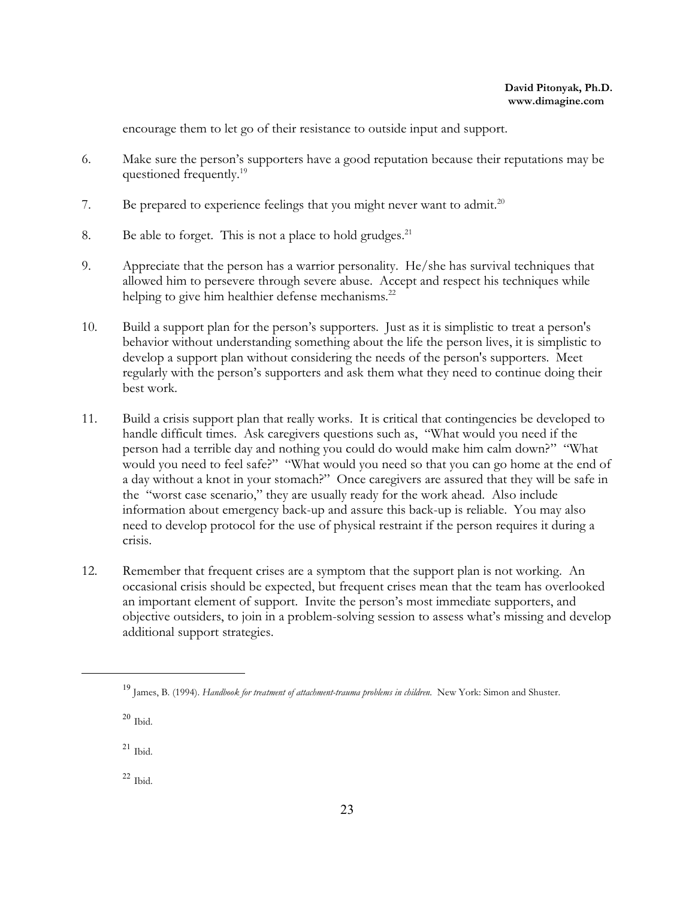encourage them to let go of their resistance to outside input and support.

6. Make sure the person's supporters have a good reputation because their reputations may be questioned frequently.[19]

7. Be prepared to experience feelings that you might never want to admit.[20]

8. Be able to forget. This is not a place to hold grudges.[21]

9. Appreciate that the person has a warrior personality. He/she has survival techniques that allowed him to persevere through severe abuse. Accept and respect his techniques while helping to give him healthier defense mechanisms.[22]

10. Build a support plan for the person's supporters. Just as it is simplistic to treat a person's behavior without understanding something about the life the person lives, it is simplistic to develop a support plan without considering the needs of the person's supporters. Meet regularly with the person's supporters and ask them what they need to continue doing their best work.

11. Build a crisis support plan that really works. It is critical that contingencies be developed to handle difficult times. Ask caregivers questions such as, "What would you need if the person had a terrible day and nothing you could do would make him calm down?" "What would you need to feel safe?" "What would you need so that you can go home at the end of a day without a knot in your stomach?" Once caregivers are assured that they will be safe in the "worst case scenario," they are usually ready for the work ahead. Also include information about emergency back-up and assure this back-up is reliable. You may also need to develop protocol for the use of physical restraint if the person requires it during a crisis.

12. Remember that frequent crises are a symptom that the support plan is not working. An occasional crisis should be expected, but frequent crises mean that the team has overlooked an important element of support. Invite the person's most immediate supporters, and objective outsiders, to join in a problem-solving session to assess what's missing and develop additional support strategies.

---

[19] James, B. (1994). *Handbook for treatment of attachment-trauma problems in children.* New York: Simon and Shuster.

[20] Ibid.

[21] Ibid.

[22] Ibid.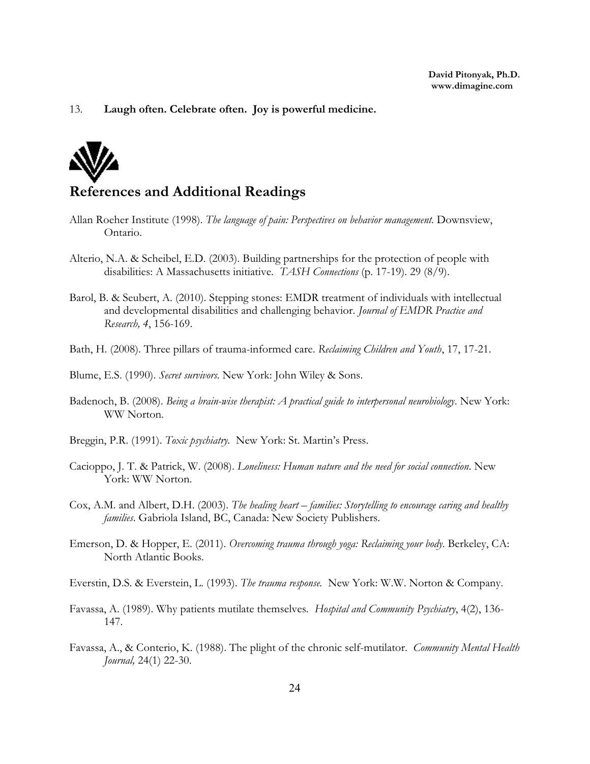13. **Laugh often. Celebrate often. Joy is powerful medicine.**

## References and Additional Readings

Allan Roeher Institute (1998). *The language of pain: Perspectives on behavior management.* Downsview, Ontario.

Alterio, N.A. & Scheibel, E.D. (2003). Building partnerships for the protection of people with disabilities: A Massachusetts initiative. *TASH Connections* (p. 17-19). 29 (8/9).

Barol, B. & Seubert, A. (2010). Stepping stones: EMDR treatment of individuals with intellectual and developmental disabilities and challenging behavior. *Journal of EMDR Practice and Research, 4*, 156-169.

Bath, H. (2008). Three pillars of trauma-informed care. *Reclaiming Children and Youth*, 17, 17-21.

Blume, E.S. (1990). *Secret survivors.* New York: John Wiley & Sons.

Badenoch, B. (2008). *Being a brain-wise therapist: A practical guide to interpersonal neurobiology*. New York: WW Norton.

Breggin, P.R. (1991). *Toxic psychiatry.* New York: St. Martin's Press.

Cacioppo, J. T. & Patrick, W. (2008). *Loneliness: Human nature and the need for social connection*. New York: WW Norton.

Cox, A.M. and Albert, D.H. (2003). *The healing heart – families: Storytelling to encourage caring and healthy families*. Gabriola Island, BC, Canada: New Society Publishers.

Emerson, D. & Hopper, E. (2011). *Overcoming trauma through yoga: Reclaiming your body.* Berkeley, CA: North Atlantic Books.

Everstin, D.S. & Everstein, L. (1993). *The trauma response.* New York: W.W. Norton & Company.

Favassa, A. (1989). Why patients mutilate themselves. *Hospital and Community Psychiatry*, 4(2), 136-147.

Favassa, A., & Conterio, K. (1988). The plight of the chronic self-mutilator. *Community Mental Health Journal,* 24(1) 22-30.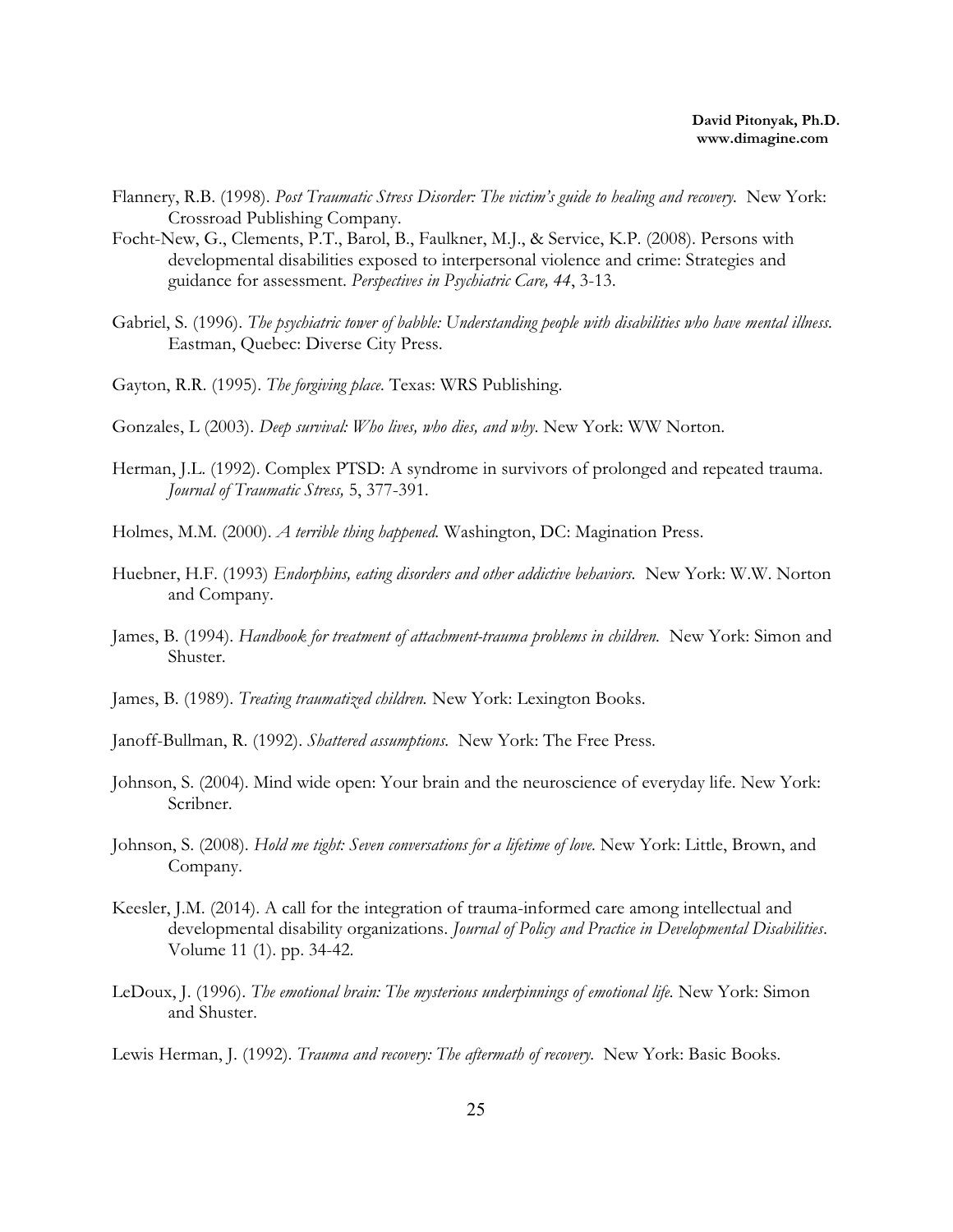Flannery, R.B. (1998). *Post Traumatic Stress Disorder: The victim's guide to healing and recovery.* New York: Crossroad Publishing Company.

Focht-New, G., Clements, P.T., Barol, B., Faulkner, M.J., & Service, K.P. (2008). Persons with developmental disabilities exposed to interpersonal violence and crime: Strategies and guidance for assessment. *Perspectives in Psychiatric Care, 44*, 3-13.

Gabriel, S. (1996). *The psychiatric tower of babble: Understanding people with disabilities who have mental illness.* Eastman, Quebec: Diverse City Press.

Gayton, R.R. (1995). *The forgiving place.* Texas: WRS Publishing.

Gonzales, L (2003). *Deep survival: Who lives, who dies, and why.* New York: WW Norton.

Herman, J.L. (1992). Complex PTSD: A syndrome in survivors of prolonged and repeated trauma. *Journal of Traumatic Stress,* 5, 377-391.

Holmes, M.M. (2000). *A terrible thing happened.* Washington, DC: Magination Press.

Huebner, H.F. (1993) *Endorphins, eating disorders and other addictive behaviors.* New York: W.W. Norton and Company.

James, B. (1994). *Handbook for treatment of attachment-trauma problems in children.* New York: Simon and Shuster.

James, B. (1989). *Treating traumatized children.* New York: Lexington Books.

Janoff-Bullman, R. (1992). *Shattered assumptions.* New York: The Free Press.

Johnson, S. (2004). Mind wide open: Your brain and the neuroscience of everyday life. New York: Scribner.

Johnson, S. (2008). *Hold me tight: Seven conversations for a lifetime of love.* New York: Little, Brown, and Company.

Keesler, J.M. (2014). A call for the integration of trauma-informed care among intellectual and developmental disability organizations. *Journal of Policy and Practice in Developmental Disabilities*. Volume 11 (1). pp. 34-42.

LeDoux, J. (1996). *The emotional brain: The mysterious underpinnings of emotional life.* New York: Simon and Shuster.

Lewis Herman, J. (1992). *Trauma and recovery: The aftermath of recovery.* New York: Basic Books.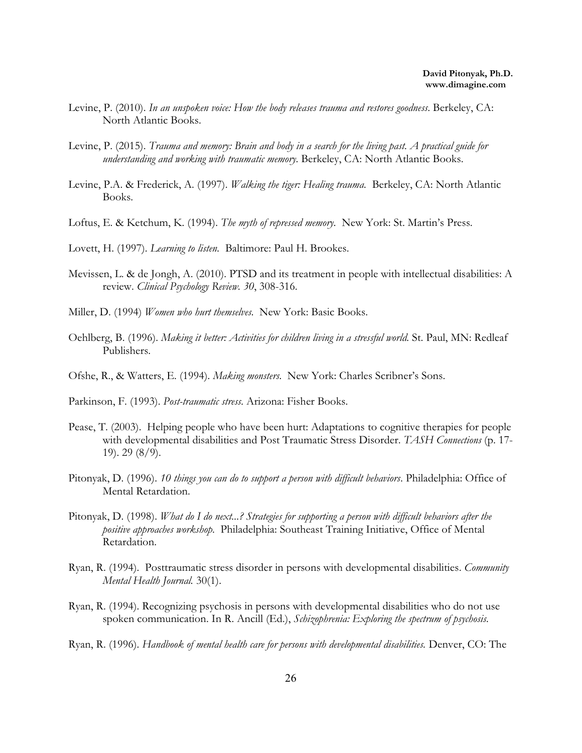Levine, P. (2010). *In an unspoken voice: How the body releases trauma and restores goodness*. Berkeley, CA: North Atlantic Books.

Levine, P. (2015). *Trauma and memory: Brain and body in a search for the living past. A practical guide for understanding and working with traumatic memory.* Berkeley, CA: North Atlantic Books.

Levine, P.A. & Frederick, A. (1997). *Walking the tiger: Healing trauma.* Berkeley, CA: North Atlantic Books.

Loftus, E. & Ketchum, K. (1994). *The myth of repressed memory.* New York: St. Martin's Press.

Lovett, H. (1997). *Learning to listen.* Baltimore: Paul H. Brookes.

Mevissen, L. & de Jongh, A. (2010). PTSD and its treatment in people with intellectual disabilities: A review. *Clinical Psychology Review. 30*, 308-316.

Miller, D. (1994) *Women who hurt themselves.* New York: Basic Books.

Oehlberg, B. (1996). *Making it better: Activities for children living in a stressful world.* St. Paul, MN: Redleaf Publishers.

Ofshe, R., & Watters, E. (1994). *Making monsters.* New York: Charles Scribner's Sons.

Parkinson, F. (1993). *Post-traumatic stress.* Arizona: Fisher Books.

Pease, T. (2003). Helping people who have been hurt: Adaptations to cognitive therapies for people with developmental disabilities and Post Traumatic Stress Disorder. *TASH Connections* (p. 17-19). 29 (8/9).

Pitonyak, D. (1996). *10 things you can do to support a person with difficult behaviors*. Philadelphia: Office of Mental Retardation.

Pitonyak, D. (1998). *What do I do next...? Strategies for supporting a person with difficult behaviors after the positive approaches workshop.* Philadelphia: Southeast Training Initiative, Office of Mental Retardation.

Ryan, R. (1994). Posttraumatic stress disorder in persons with developmental disabilities. *Community Mental Health Journal.* 30(1).

Ryan, R. (1994). Recognizing psychosis in persons with developmental disabilities who do not use spoken communication. In R. Ancill (Ed.), *Schizophrenia: Exploring the spectrum of psychosis.*

Ryan, R. (1996). *Handbook of mental health care for persons with developmental disabilities.* Denver, CO: The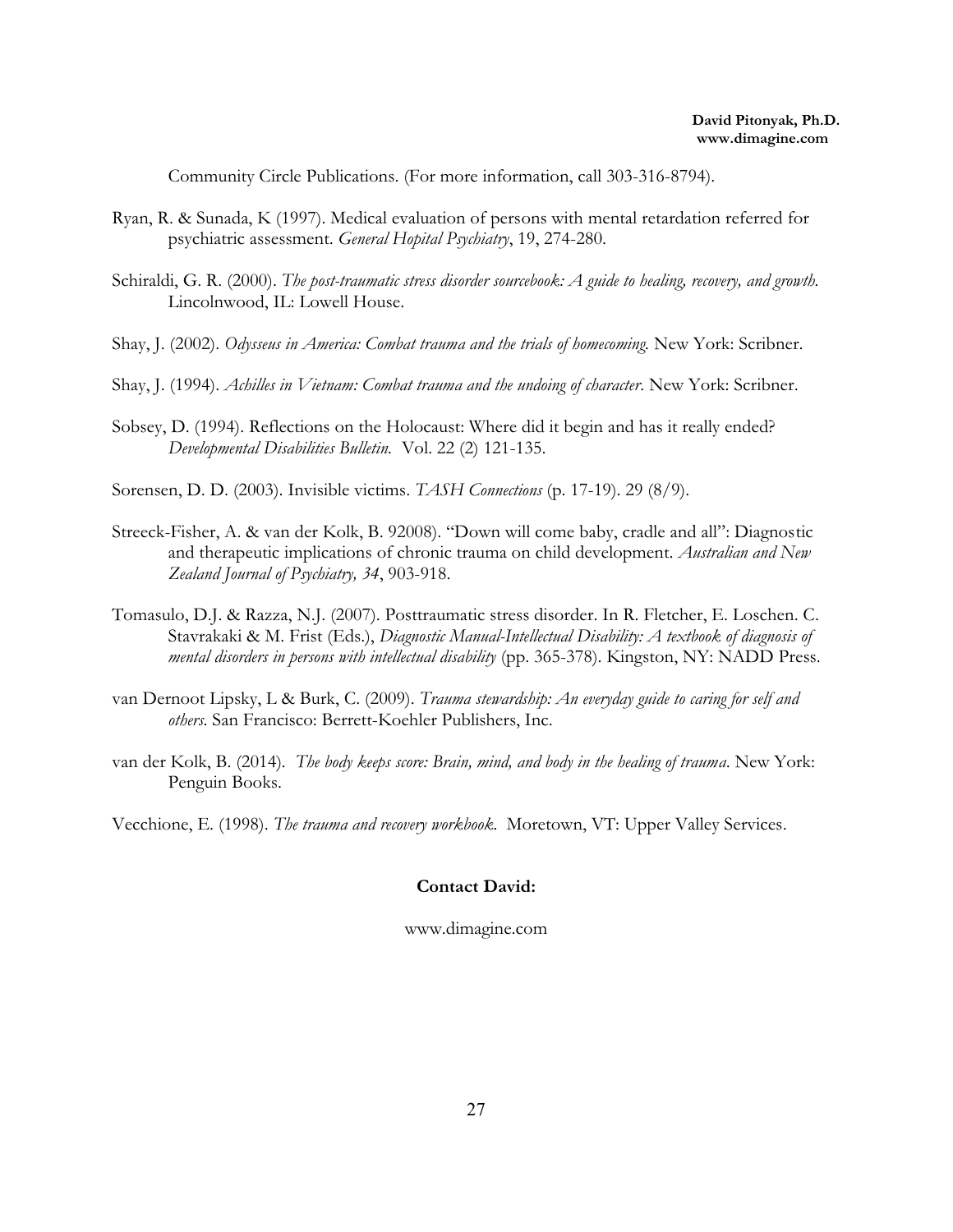Community Circle Publications. (For more information, call 303-316-8794).

Ryan, R. & Sunada, K (1997). Medical evaluation of persons with mental retardation referred for psychiatric assessment. *General Hopital Psychiatry*, 19, 274-280.

Schiraldi, G. R. (2000). *The post-traumatic stress disorder sourcebook: A guide to healing, recovery, and growth.* Lincolnwood, IL: Lowell House.

Shay, J. (2002). *Odysseus in America: Combat trauma and the trials of homecoming.* New York: Scribner.

Shay, J. (1994). *Achilles in Vietnam: Combat trauma and the undoing of character*. New York: Scribner.

Sobsey, D. (1994). Reflections on the Holocaust: Where did it begin and has it really ended? *Developmental Disabilities Bulletin.* Vol. 22 (2) 121-135.

Sorensen, D. D. (2003). Invisible victims. *TASH Connections* (p. 17-19). 29 (8/9).

Streeck-Fisher, A. & van der Kolk, B. 92008). "Down will come baby, cradle and all": Diagnostic and therapeutic implications of chronic trauma on child development. *Australian and New Zealand Journal of Psychiatry, 34*, 903-918.

Tomasulo, D.J. & Razza, N.J. (2007). Posttraumatic stress disorder. In R. Fletcher, E. Loschen. C. Stavrakaki & M. Frist (Eds.), *Diagnostic Manual-Intellectual Disability: A textbook of diagnosis of mental disorders in persons with intellectual disability* (pp. 365-378). Kingston, NY: NADD Press.

van Dernoot Lipsky, L & Burk, C. (2009). *Trauma stewardship: An everyday guide to caring for self and others.* San Francisco: Berrett-Koehler Publishers, Inc.

van der Kolk, B. (2014). *The body keeps score: Brain, mind, and body in the healing of trauma*. New York: Penguin Books.

Vecchione, E. (1998). *The trauma and recovery workbook.* Moretown, VT: Upper Valley Services.

**Contact David:**

www.dimagine.com